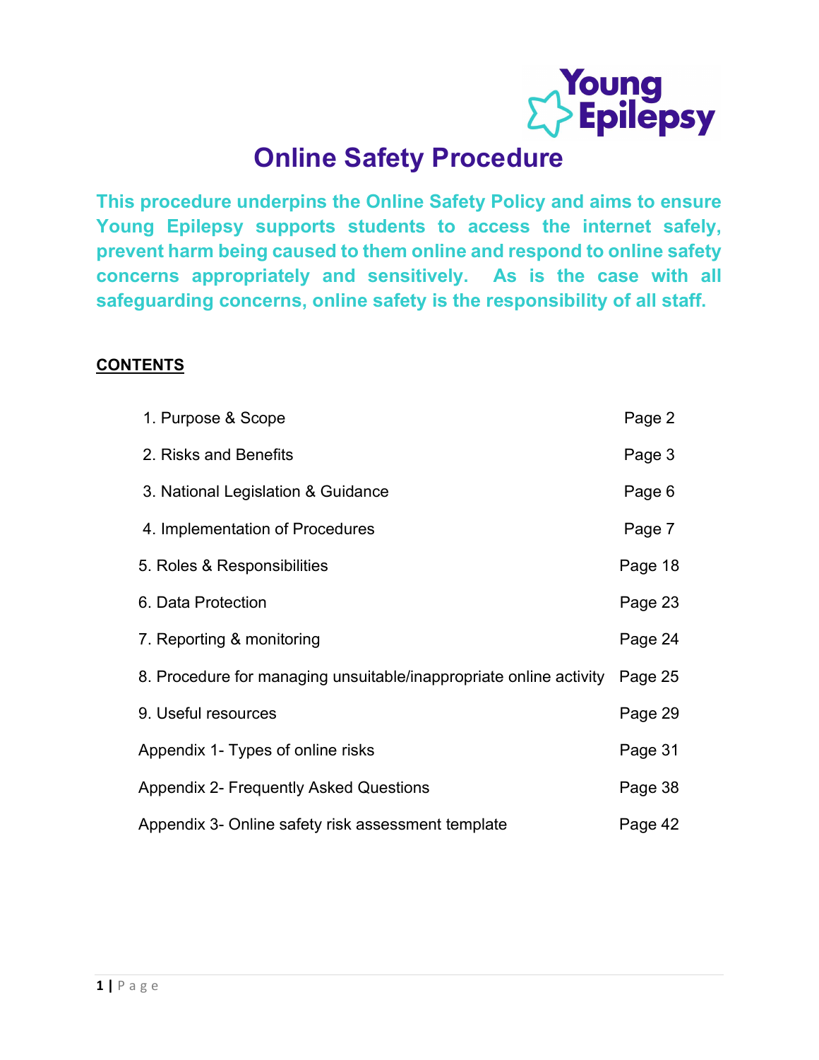# Online Safety Procedure

**This procedure underpins the Online Safety Policy and aims to ensure Young Epilepsy supports students to access the internet safely, prevent harm being caused to them online and respond to online safety concerns appropriately and sensitively. As is the case with all safeguarding concerns, online safety is the responsibility of all staff.**

**CONTENTS**

| | |
|---|---|
| 1. Purpose & Scope | Page 2 |
| 2. Risks and Benefits | Page 3 |
| 3. National Legislation & Guidance | Page 6 |
| 4. Implementation of Procedures | Page 7 |
| 5. Roles & Responsibilities | Page 18 |
| 6. Data Protection | Page 23 |
| 7. Reporting & monitoring | Page 24 |
| 8. Procedure for managing unsuitable/inappropriate online activity | Page 25 |
| 9. Useful resources | Page 29 |
| Appendix 1- Types of online risks | Page 31 |
| Appendix 2- Frequently Asked Questions | Page 38 |
| Appendix 3- Online safety risk assessment template | Page 42 |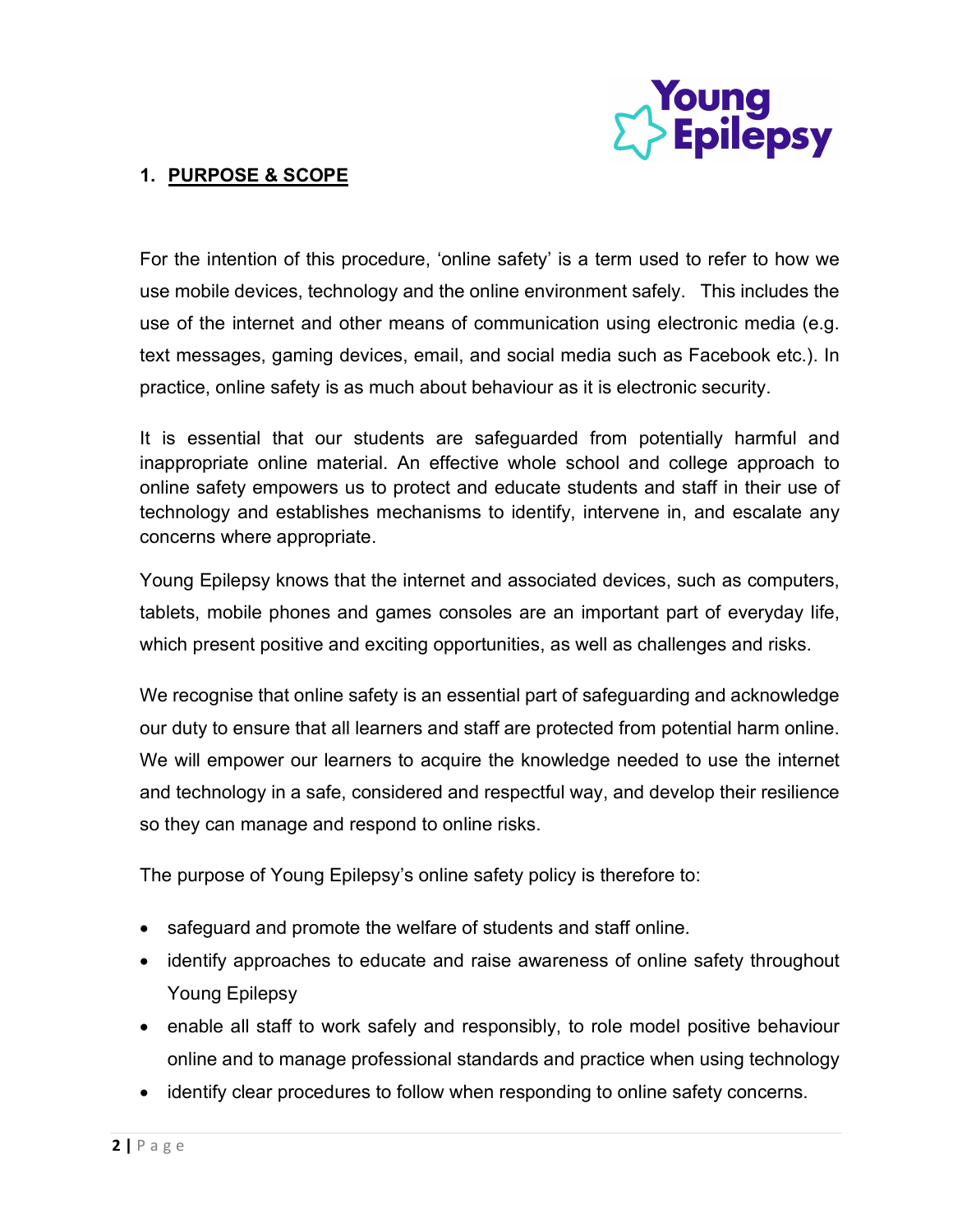## 1. PURPOSE & SCOPE

For the intention of this procedure, 'online safety' is a term used to refer to how we use mobile devices, technology and the online environment safely. This includes the use of the internet and other means of communication using electronic media (e.g. text messages, gaming devices, email, and social media such as Facebook etc.). In practice, online safety is as much about behaviour as it is electronic security.

It is essential that our students are safeguarded from potentially harmful and inappropriate online material. An effective whole school and college approach to online safety empowers us to protect and educate students and staff in their use of technology and establishes mechanisms to identify, intervene in, and escalate any concerns where appropriate.

Young Epilepsy knows that the internet and associated devices, such as computers, tablets, mobile phones and games consoles are an important part of everyday life, which present positive and exciting opportunities, as well as challenges and risks.

We recognise that online safety is an essential part of safeguarding and acknowledge our duty to ensure that all learners and staff are protected from potential harm online. We will empower our learners to acquire the knowledge needed to use the internet and technology in a safe, considered and respectful way, and develop their resilience so they can manage and respond to online risks.

The purpose of Young Epilepsy's online safety policy is therefore to:

- safeguard and promote the welfare of students and staff online.
- identify approaches to educate and raise awareness of online safety throughout Young Epilepsy
- enable all staff to work safely and responsibly, to role model positive behaviour online and to manage professional standards and practice when using technology
- identify clear procedures to follow when responding to online safety concerns.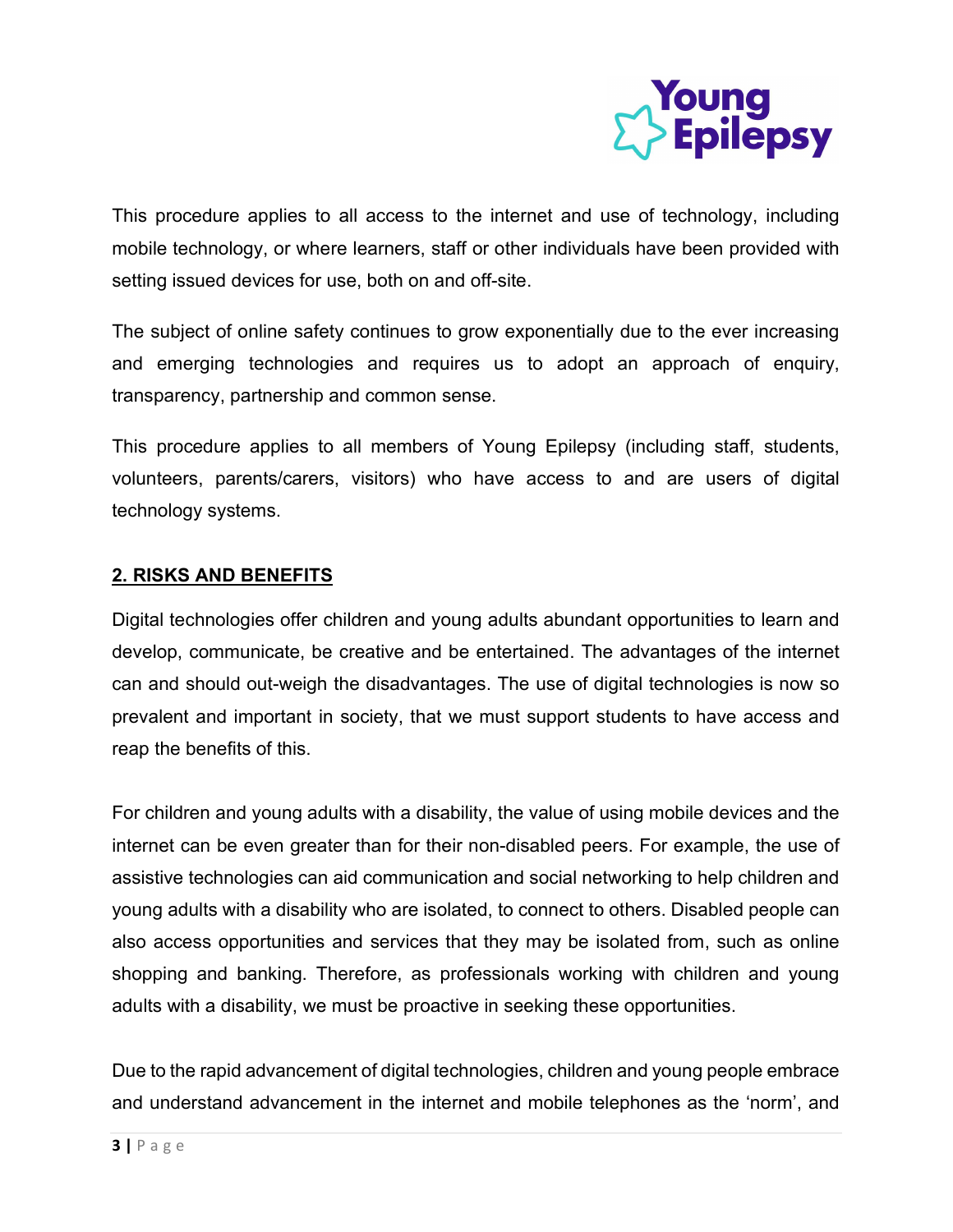This procedure applies to all access to the internet and use of technology, including mobile technology, or where learners, staff or other individuals have been provided with setting issued devices for use, both on and off-site.

The subject of online safety continues to grow exponentially due to the ever increasing and emerging technologies and requires us to adopt an approach of enquiry, transparency, partnership and common sense.

This procedure applies to all members of Young Epilepsy (including staff, students, volunteers, parents/carers, visitors) who have access to and are users of digital technology systems.

## 2. RISKS AND BENEFITS

Digital technologies offer children and young adults abundant opportunities to learn and develop, communicate, be creative and be entertained. The advantages of the internet can and should out-weigh the disadvantages. The use of digital technologies is now so prevalent and important in society, that we must support students to have access and reap the benefits of this.

For children and young adults with a disability, the value of using mobile devices and the internet can be even greater than for their non-disabled peers. For example, the use of assistive technologies can aid communication and social networking to help children and young adults with a disability who are isolated, to connect to others. Disabled people can also access opportunities and services that they may be isolated from, such as online shopping and banking. Therefore, as professionals working with children and young adults with a disability, we must be proactive in seeking these opportunities.

Due to the rapid advancement of digital technologies, children and young people embrace and understand advancement in the internet and mobile telephones as the 'norm', and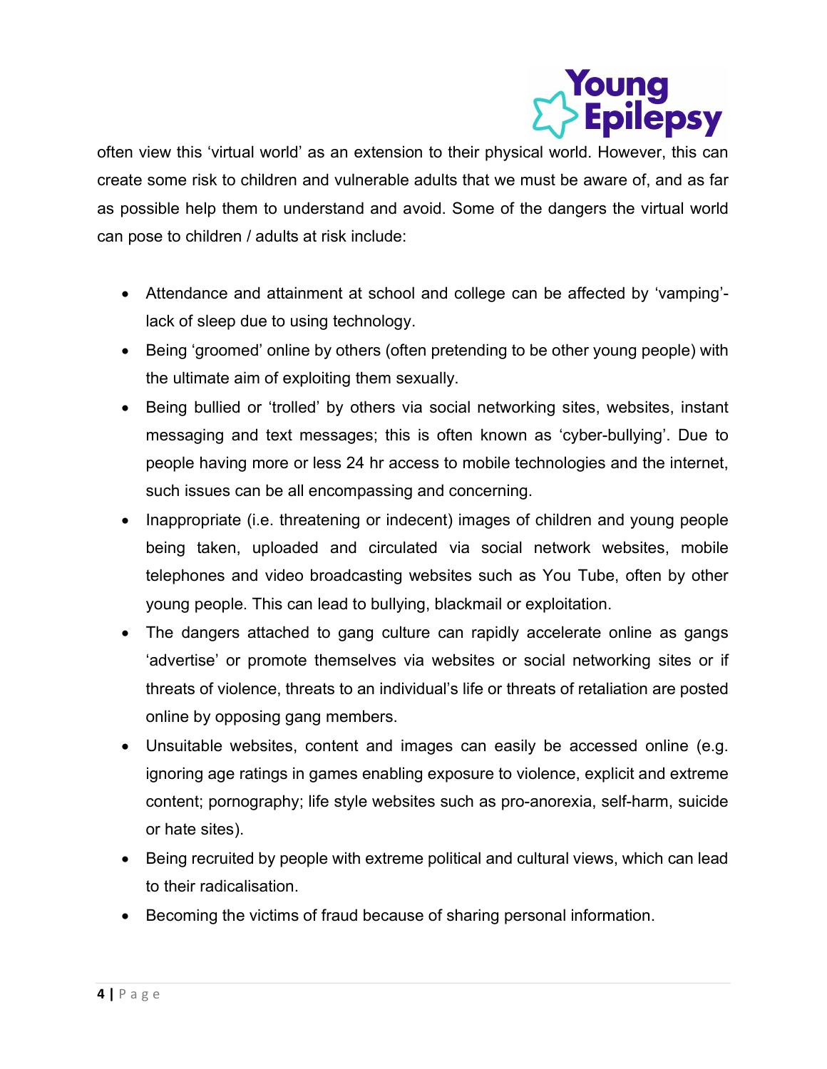often view this ‘virtual world’ as an extension to their physical world. However, this can create some risk to children and vulnerable adults that we must be aware of, and as far as possible help them to understand and avoid. Some of the dangers the virtual world can pose to children / adults at risk include:

- Attendance and attainment at school and college can be affected by ‘vamping’- lack of sleep due to using technology.
- Being ‘groomed’ online by others (often pretending to be other young people) with the ultimate aim of exploiting them sexually.
- Being bullied or ‘trolled’ by others via social networking sites, websites, instant messaging and text messages; this is often known as ‘cyber-bullying’. Due to people having more or less 24 hr access to mobile technologies and the internet, such issues can be all encompassing and concerning.
- Inappropriate (i.e. threatening or indecent) images of children and young people being taken, uploaded and circulated via social network websites, mobile telephones and video broadcasting websites such as You Tube, often by other young people. This can lead to bullying, blackmail or exploitation.
- The dangers attached to gang culture can rapidly accelerate online as gangs ‘advertise’ or promote themselves via websites or social networking sites or if threats of violence, threats to an individual’s life or threats of retaliation are posted online by opposing gang members.
- Unsuitable websites, content and images can easily be accessed online (e.g. ignoring age ratings in games enabling exposure to violence, explicit and extreme content; pornography; life style websites such as pro-anorexia, self-harm, suicide or hate sites).
- Being recruited by people with extreme political and cultural views, which can lead to their radicalisation.
- Becoming the victims of fraud because of sharing personal information.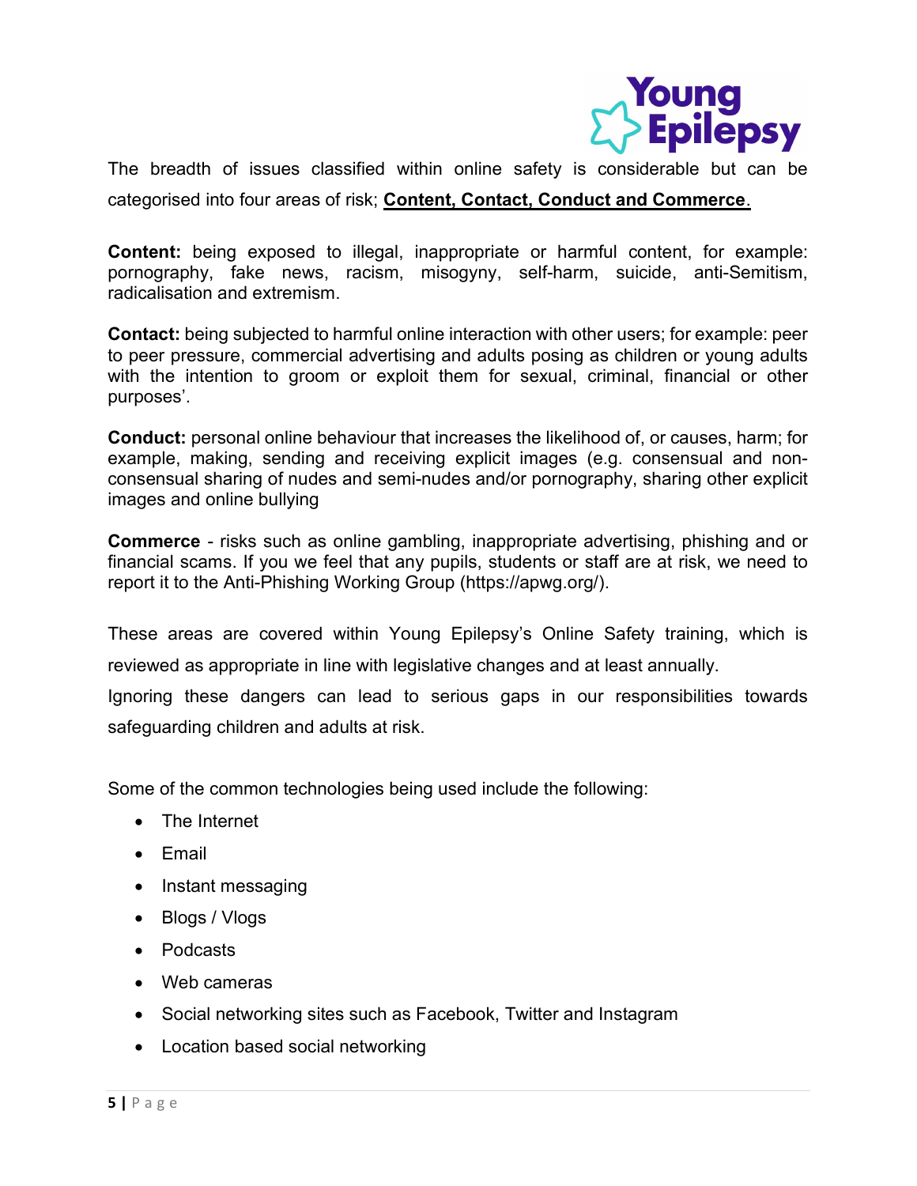The breadth of issues classified within online safety is considerable but can be categorised into four areas of risk; **<u>Content, Contact, Conduct and Commerce</u>**.

**Content:** being exposed to illegal, inappropriate or harmful content, for example: pornography, fake news, racism, misogyny, self-harm, suicide, anti-Semitism, radicalisation and extremism.

**Contact:** being subjected to harmful online interaction with other users; for example: peer to peer pressure, commercial advertising and adults posing as children or young adults with the intention to groom or exploit them for sexual, criminal, financial or other purposes'.

**Conduct:** personal online behaviour that increases the likelihood of, or causes, harm; for example, making, sending and receiving explicit images (e.g. consensual and non-consensual sharing of nudes and semi-nudes and/or pornography, sharing other explicit images and online bullying

**Commerce** - risks such as online gambling, inappropriate advertising, phishing and or financial scams. If you we feel that any pupils, students or staff are at risk, we need to report it to the Anti-Phishing Working Group (https://apwg.org/).

These areas are covered within Young Epilepsy's Online Safety training, which is reviewed as appropriate in line with legislative changes and at least annually.

Ignoring these dangers can lead to serious gaps in our responsibilities towards safeguarding children and adults at risk.

Some of the common technologies being used include the following:

- The Internet
- Email
- Instant messaging
- Blogs / Vlogs
- Podcasts
- Web cameras
- Social networking sites such as Facebook, Twitter and Instagram
- Location based social networking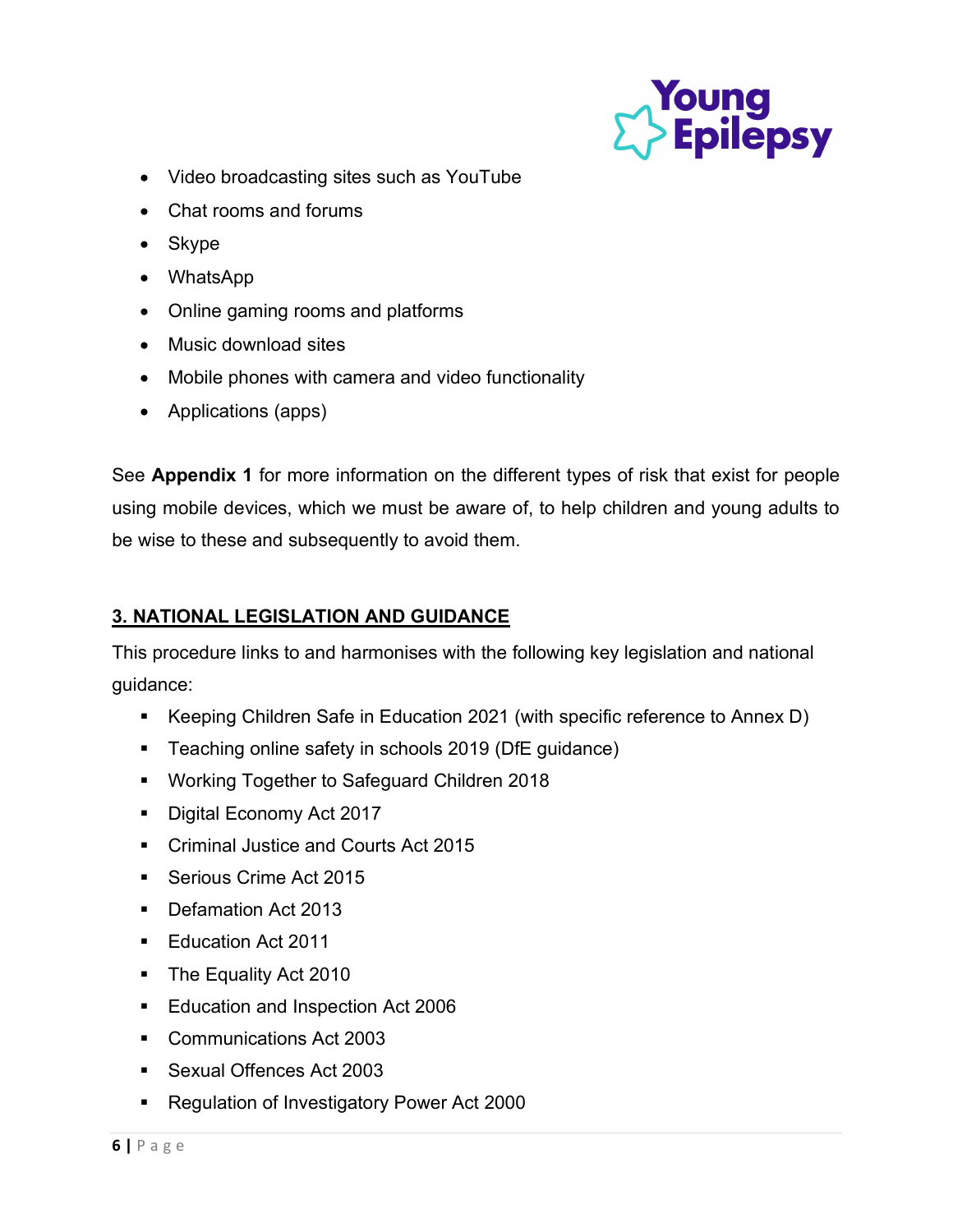- Video broadcasting sites such as YouTube
- Chat rooms and forums
- Skype
- WhatsApp
- Online gaming rooms and platforms
- Music download sites
- Mobile phones with camera and video functionality
- Applications (apps)

See **Appendix 1** for more information on the different types of risk that exist for people using mobile devices, which we must be aware of, to help children and young adults to be wise to these and subsequently to avoid them.

## 3. NATIONAL LEGISLATION AND GUIDANCE

This procedure links to and harmonises with the following key legislation and national guidance:

- Keeping Children Safe in Education 2021 (with specific reference to Annex D)
- Teaching online safety in schools 2019 (DfE guidance)
- Working Together to Safeguard Children 2018
- Digital Economy Act 2017
- Criminal Justice and Courts Act 2015
- Serious Crime Act 2015
- Defamation Act 2013
- Education Act 2011
- The Equality Act 2010
- Education and Inspection Act 2006
- Communications Act 2003
- Sexual Offences Act 2003
- Regulation of Investigatory Power Act 2000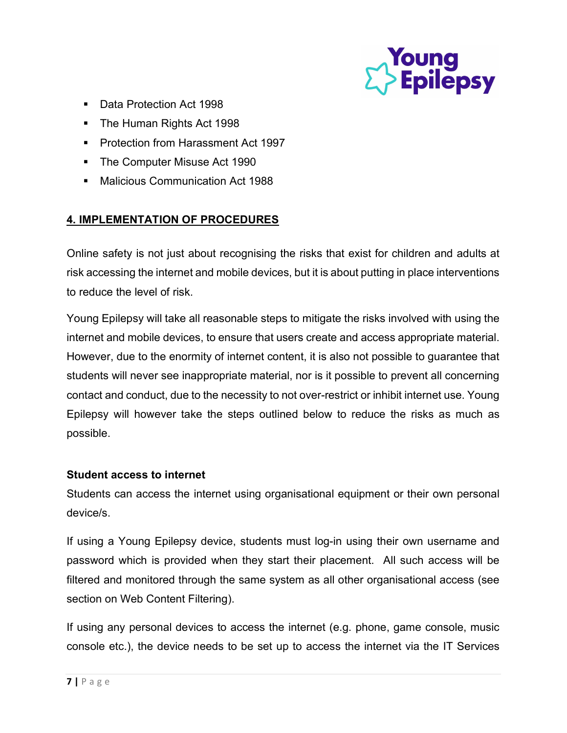- Data Protection Act 1998
- The Human Rights Act 1998
- Protection from Harassment Act 1997
- The Computer Misuse Act 1990
- Malicious Communication Act 1988

## 4. IMPLEMENTATION OF PROCEDURES

Online safety is not just about recognising the risks that exist for children and adults at risk accessing the internet and mobile devices, but it is about putting in place interventions to reduce the level of risk.

Young Epilepsy will take all reasonable steps to mitigate the risks involved with using the internet and mobile devices, to ensure that users create and access appropriate material. However, due to the enormity of internet content, it is also not possible to guarantee that students will never see inappropriate material, nor is it possible to prevent all concerning contact and conduct, due to the necessity to not over-restrict or inhibit internet use. Young Epilepsy will however take the steps outlined below to reduce the risks as much as possible.

### Student access to internet

Students can access the internet using organisational equipment or their own personal device/s.

If using a Young Epilepsy device, students must log-in using their own username and password which is provided when they start their placement. All such access will be filtered and monitored through the same system as all other organisational access (see section on Web Content Filtering).

If using any personal devices to access the internet (e.g. phone, game console, music console etc.), the device needs to be set up to access the internet via the IT Services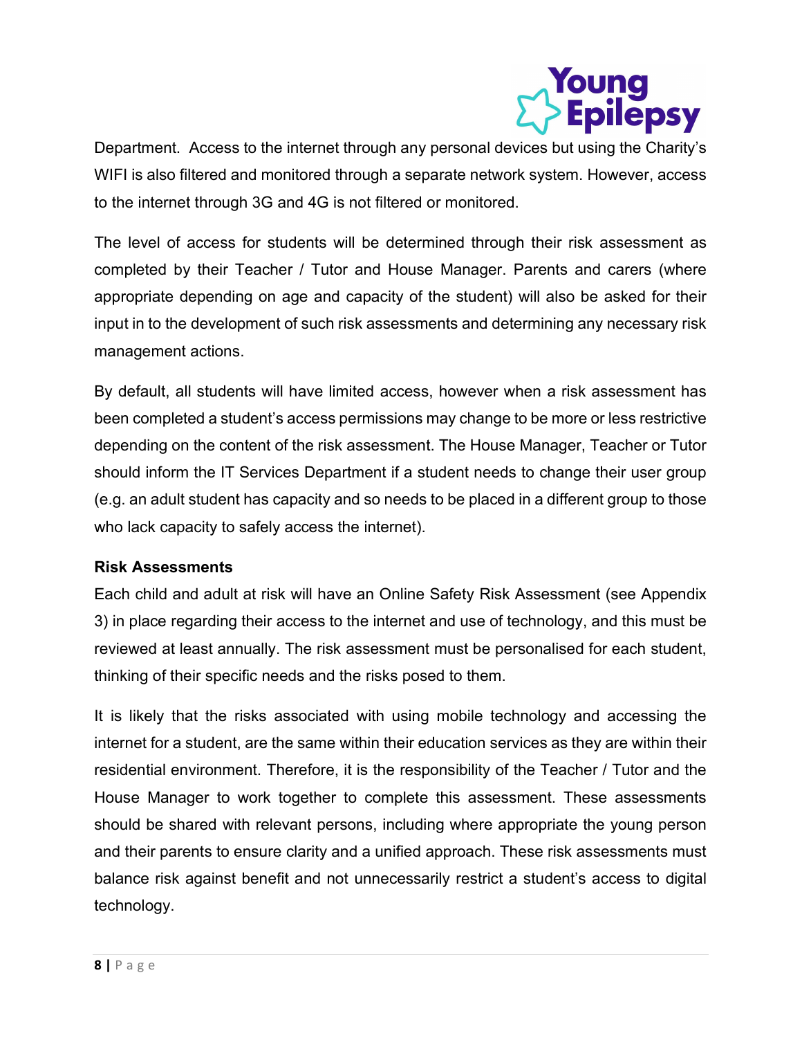Department. Access to the internet through any personal devices but using the Charity's WIFI is also filtered and monitored through a separate network system. However, access to the internet through 3G and 4G is not filtered or monitored.

The level of access for students will be determined through their risk assessment as completed by their Teacher / Tutor and House Manager. Parents and carers (where appropriate depending on age and capacity of the student) will also be asked for their input in to the development of such risk assessments and determining any necessary risk management actions.

By default, all students will have limited access, however when a risk assessment has been completed a student's access permissions may change to be more or less restrictive depending on the content of the risk assessment. The House Manager, Teacher or Tutor should inform the IT Services Department if a student needs to change their user group (e.g. an adult student has capacity and so needs to be placed in a different group to those who lack capacity to safely access the internet).

**Risk Assessments**

Each child and adult at risk will have an Online Safety Risk Assessment (see Appendix 3) in place regarding their access to the internet and use of technology, and this must be reviewed at least annually. The risk assessment must be personalised for each student, thinking of their specific needs and the risks posed to them.

It is likely that the risks associated with using mobile technology and accessing the internet for a student, are the same within their education services as they are within their residential environment. Therefore, it is the responsibility of the Teacher / Tutor and the House Manager to work together to complete this assessment. These assessments should be shared with relevant persons, including where appropriate the young person and their parents to ensure clarity and a unified approach. These risk assessments must balance risk against benefit and not unnecessarily restrict a student's access to digital technology.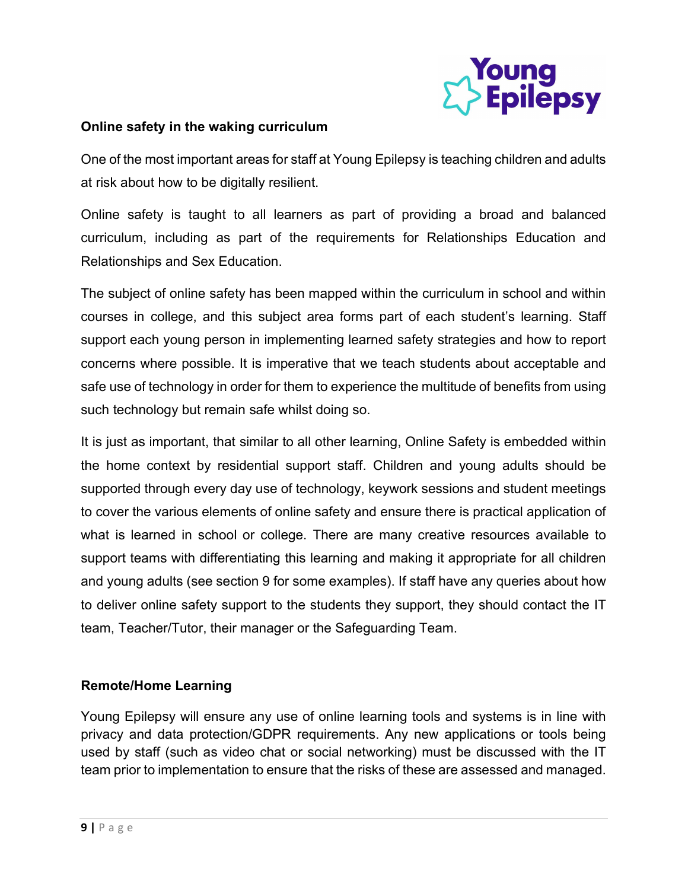### Online safety in the waking curriculum

One of the most important areas for staff at Young Epilepsy is teaching children and adults at risk about how to be digitally resilient.

Online safety is taught to all learners as part of providing a broad and balanced curriculum, including as part of the requirements for Relationships Education and Relationships and Sex Education.

The subject of online safety has been mapped within the curriculum in school and within courses in college, and this subject area forms part of each student's learning. Staff support each young person in implementing learned safety strategies and how to report concerns where possible. It is imperative that we teach students about acceptable and safe use of technology in order for them to experience the multitude of benefits from using such technology but remain safe whilst doing so.

It is just as important, that similar to all other learning, Online Safety is embedded within the home context by residential support staff. Children and young adults should be supported through every day use of technology, keywork sessions and student meetings to cover the various elements of online safety and ensure there is practical application of what is learned in school or college. There are many creative resources available to support teams with differentiating this learning and making it appropriate for all children and young adults (see section 9 for some examples). If staff have any queries about how to deliver online safety support to the students they support, they should contact the IT team, Teacher/Tutor, their manager or the Safeguarding Team.

### Remote/Home Learning

Young Epilepsy will ensure any use of online learning tools and systems is in line with privacy and data protection/GDPR requirements. Any new applications or tools being used by staff (such as video chat or social networking) must be discussed with the IT team prior to implementation to ensure that the risks of these are assessed and managed.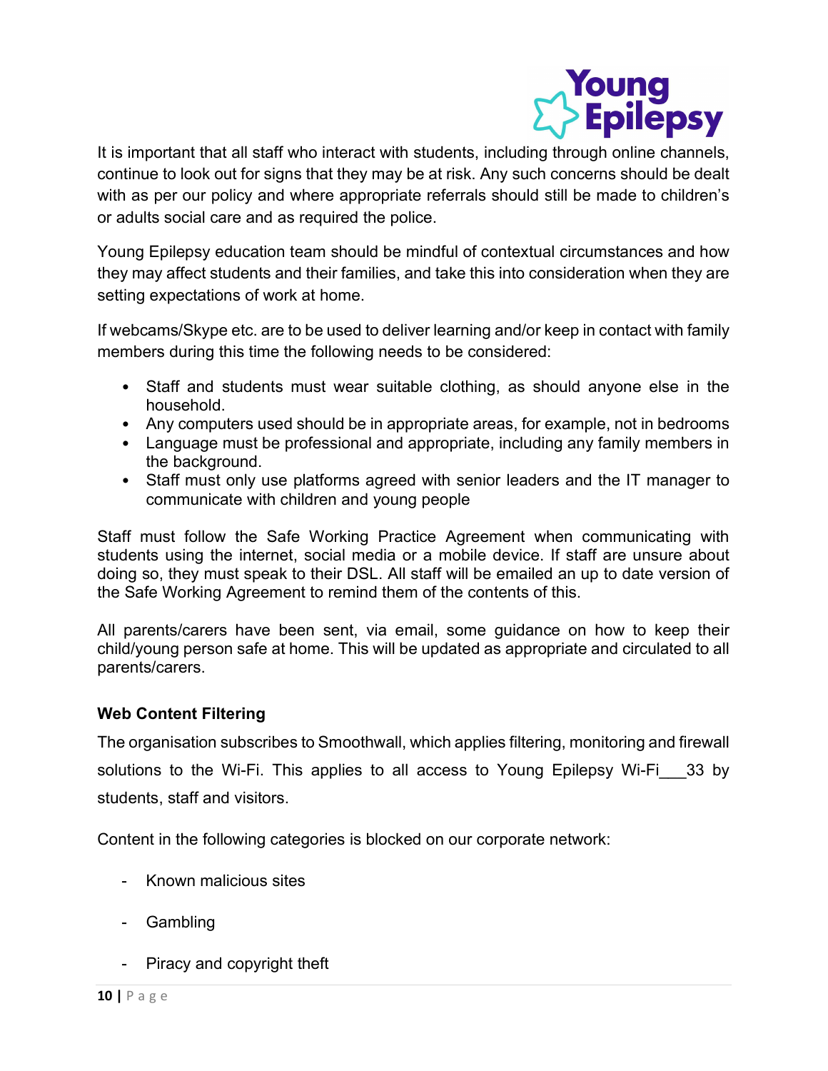It is important that all staff who interact with students, including through online channels, continue to look out for signs that they may be at risk. Any such concerns should be dealt with as per our policy and where appropriate referrals should still be made to children's or adults social care and as required the police.

Young Epilepsy education team should be mindful of contextual circumstances and how they may affect students and their families, and take this into consideration when they are setting expectations of work at home.

If webcams/Skype etc. are to be used to deliver learning and/or keep in contact with family members during this time the following needs to be considered:

- Staff and students must wear suitable clothing, as should anyone else in the household.
- Any computers used should be in appropriate areas, for example, not in bedrooms
- Language must be professional and appropriate, including any family members in the background.
- Staff must only use platforms agreed with senior leaders and the IT manager to communicate with children and young people

Staff must follow the Safe Working Practice Agreement when communicating with students using the internet, social media or a mobile device. If staff are unsure about doing so, they must speak to their DSL. All staff will be emailed an up to date version of the Safe Working Agreement to remind them of the contents of this.

All parents/carers have been sent, via email, some guidance on how to keep their child/young person safe at home. This will be updated as appropriate and circulated to all parents/carers.

### Web Content Filtering

The organisation subscribes to Smoothwall, which applies filtering, monitoring and firewall solutions to the Wi-Fi. This applies to all access to Young Epilepsy Wi-Fi___33 by students, staff and visitors.

Content in the following categories is blocked on our corporate network:

- Known malicious sites
- Gambling
- Piracy and copyright theft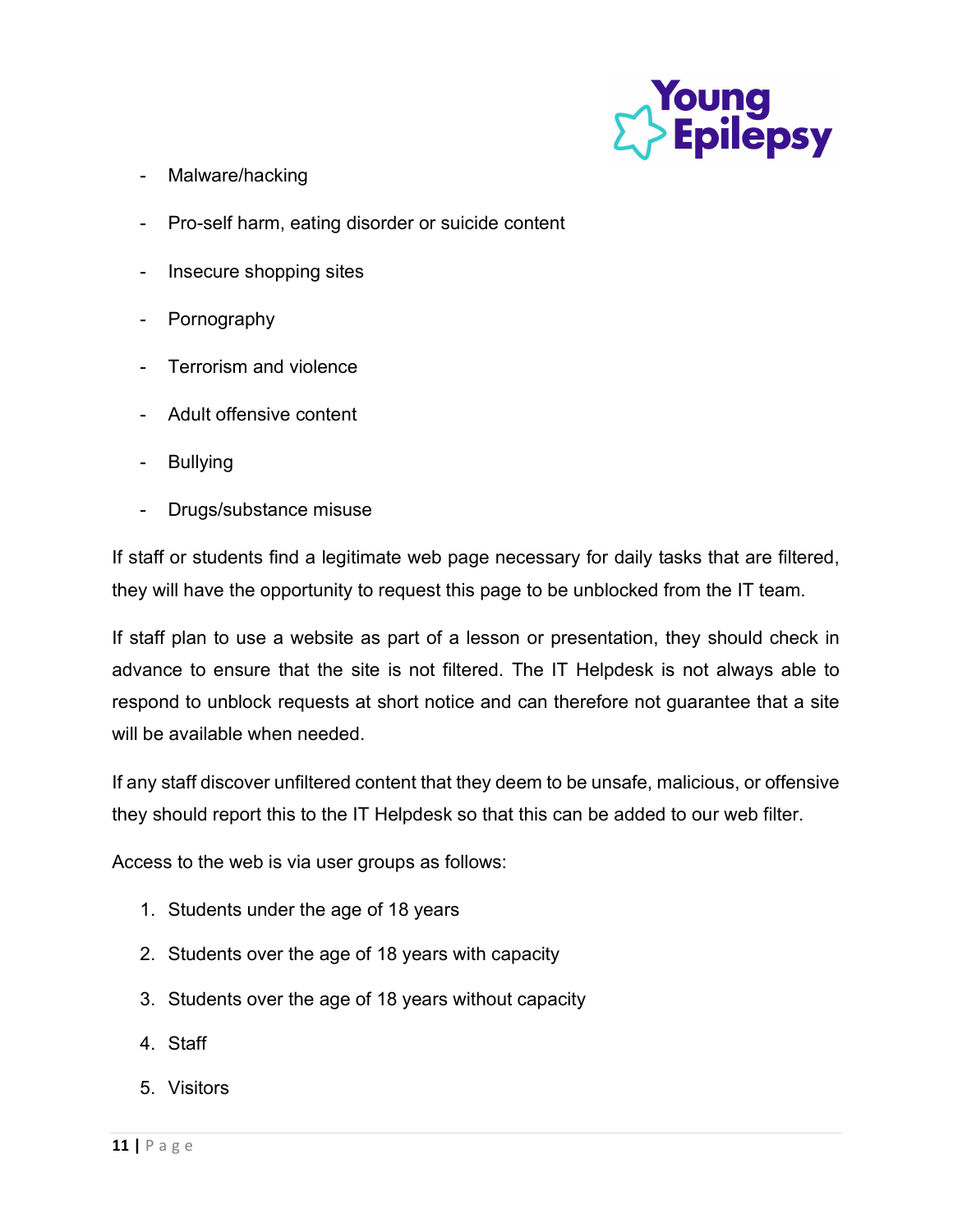- Malware/hacking
- Pro-self harm, eating disorder or suicide content
- Insecure shopping sites
- Pornography
- Terrorism and violence
- Adult offensive content
- Bullying
- Drugs/substance misuse

If staff or students find a legitimate web page necessary for daily tasks that are filtered, they will have the opportunity to request this page to be unblocked from the IT team.

If staff plan to use a website as part of a lesson or presentation, they should check in advance to ensure that the site is not filtered. The IT Helpdesk is not always able to respond to unblock requests at short notice and can therefore not guarantee that a site will be available when needed.

If any staff discover unfiltered content that they deem to be unsafe, malicious, or offensive they should report this to the IT Helpdesk so that this can be added to our web filter.

Access to the web is via user groups as follows:

1. Students under the age of 18 years
2. Students over the age of 18 years with capacity
3. Students over the age of 18 years without capacity
4. Staff
5. Visitors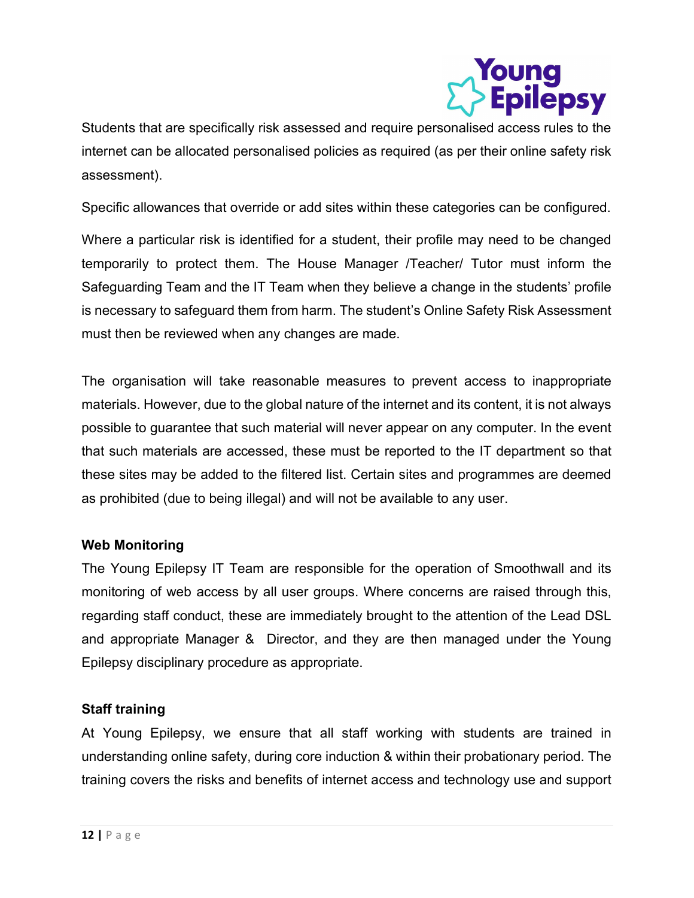Students that are specifically risk assessed and require personalised access rules to the internet can be allocated personalised policies as required (as per their online safety risk assessment).

Specific allowances that override or add sites within these categories can be configured.

Where a particular risk is identified for a student, their profile may need to be changed temporarily to protect them. The House Manager /Teacher/ Tutor must inform the Safeguarding Team and the IT Team when they believe a change in the students' profile is necessary to safeguard them from harm. The student's Online Safety Risk Assessment must then be reviewed when any changes are made.

The organisation will take reasonable measures to prevent access to inappropriate materials. However, due to the global nature of the internet and its content, it is not always possible to guarantee that such material will never appear on any computer. In the event that such materials are accessed, these must be reported to the IT department so that these sites may be added to the filtered list. Certain sites and programmes are deemed as prohibited (due to being illegal) and will not be available to any user.

**Web Monitoring**

The Young Epilepsy IT Team are responsible for the operation of Smoothwall and its monitoring of web access by all user groups. Where concerns are raised through this, regarding staff conduct, these are immediately brought to the attention of the Lead DSL and appropriate Manager & Director, and they are then managed under the Young Epilepsy disciplinary procedure as appropriate.

**Staff training**

At Young Epilepsy, we ensure that all staff working with students are trained in understanding online safety, during core induction & within their probationary period. The training covers the risks and benefits of internet access and technology use and support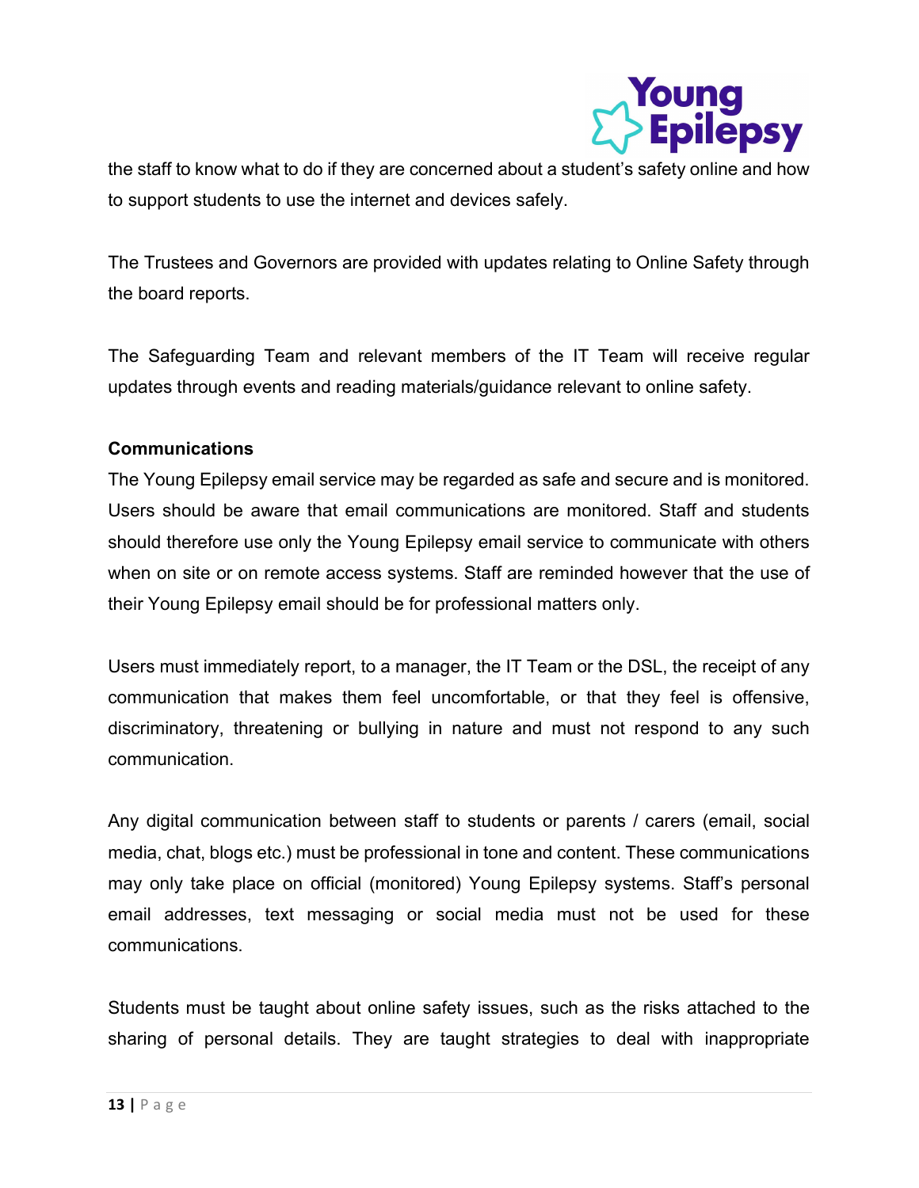the staff to know what to do if they are concerned about a student's safety online and how to support students to use the internet and devices safely.

The Trustees and Governors are provided with updates relating to Online Safety through the board reports.

The Safeguarding Team and relevant members of the IT Team will receive regular updates through events and reading materials/guidance relevant to online safety.

**Communications**

The Young Epilepsy email service may be regarded as safe and secure and is monitored. Users should be aware that email communications are monitored. Staff and students should therefore use only the Young Epilepsy email service to communicate with others when on site or on remote access systems. Staff are reminded however that the use of their Young Epilepsy email should be for professional matters only.

Users must immediately report, to a manager, the IT Team or the DSL, the receipt of any communication that makes them feel uncomfortable, or that they feel is offensive, discriminatory, threatening or bullying in nature and must not respond to any such communication.

Any digital communication between staff to students or parents / carers (email, social media, chat, blogs etc.) must be professional in tone and content. These communications may only take place on official (monitored) Young Epilepsy systems. Staff's personal email addresses, text messaging or social media must not be used for these communications.

Students must be taught about online safety issues, such as the risks attached to the sharing of personal details. They are taught strategies to deal with inappropriate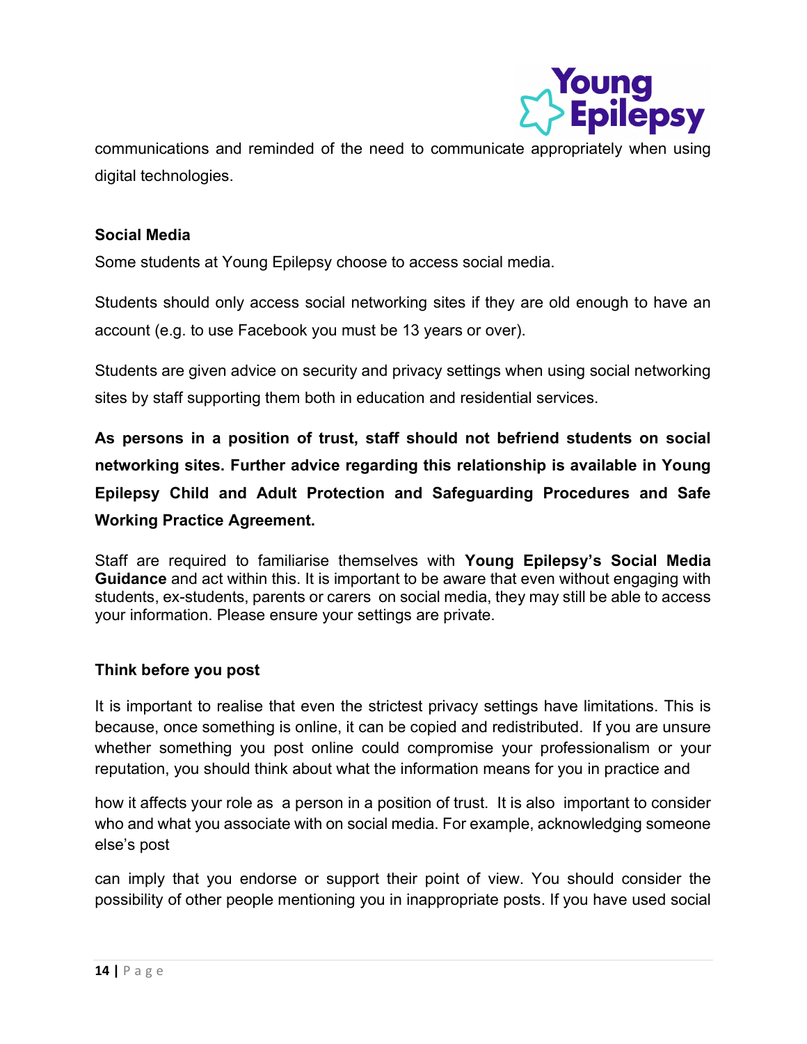communications and reminded of the need to communicate appropriately when using digital technologies.

### Social Media

Some students at Young Epilepsy choose to access social media.

Students should only access social networking sites if they are old enough to have an account (e.g. to use Facebook you must be 13 years or over).

Students are given advice on security and privacy settings when using social networking sites by staff supporting them both in education and residential services.

**As persons in a position of trust, staff should not befriend students on social networking sites. Further advice regarding this relationship is available in Young Epilepsy Child and Adult Protection and Safeguarding Procedures and Safe Working Practice Agreement.**

Staff are required to familiarise themselves with **Young Epilepsy's Social Media Guidance** and act within this. It is important to be aware that even without engaging with students, ex-students, parents or carers on social media, they may still be able to access your information. Please ensure your settings are private.

### Think before you post

It is important to realise that even the strictest privacy settings have limitations. This is because, once something is online, it can be copied and redistributed. If you are unsure whether something you post online could compromise your professionalism or your reputation, you should think about what the information means for you in practice and how it affects your role as a person in a position of trust. It is also important to consider who and what you associate with on social media. For example, acknowledging someone else's post can imply that you endorse or support their point of view. You should consider the possibility of other people mentioning you in inappropriate posts. If you have used social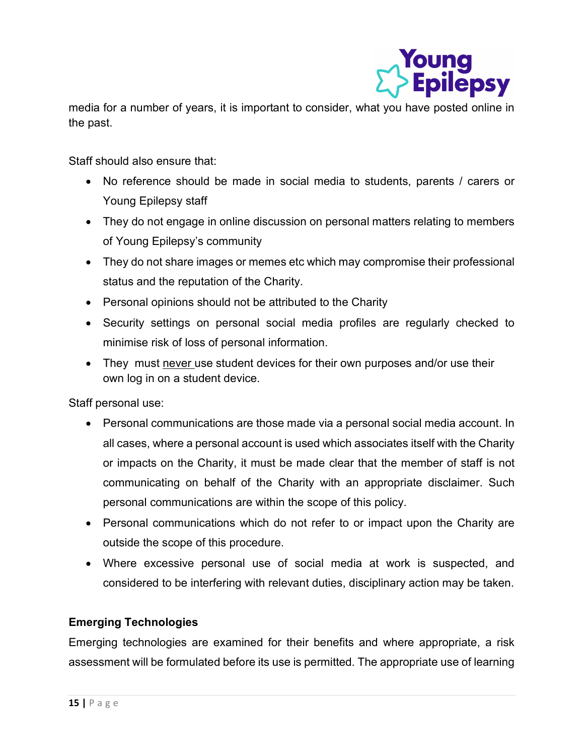media for a number of years, it is important to consider, what you have posted online in the past.

Staff should also ensure that:

- No reference should be made in social media to students, parents / carers or Young Epilepsy staff
- They do not engage in online discussion on personal matters relating to members of Young Epilepsy's community
- They do not share images or memes etc which may compromise their professional status and the reputation of the Charity.
- Personal opinions should not be attributed to the Charity
- Security settings on personal social media profiles are regularly checked to minimise risk of loss of personal information.
- They must never use student devices for their own purposes and/or use their own log in on a student device.

Staff personal use:

- Personal communications are those made via a personal social media account. In all cases, where a personal account is used which associates itself with the Charity or impacts on the Charity, it must be made clear that the member of staff is not communicating on behalf of the Charity with an appropriate disclaimer. Such personal communications are within the scope of this policy.
- Personal communications which do not refer to or impact upon the Charity are outside the scope of this procedure.
- Where excessive personal use of social media at work is suspected, and considered to be interfering with relevant duties, disciplinary action may be taken.

**Emerging Technologies**

Emerging technologies are examined for their benefits and where appropriate, a risk assessment will be formulated before its use is permitted. The appropriate use of learning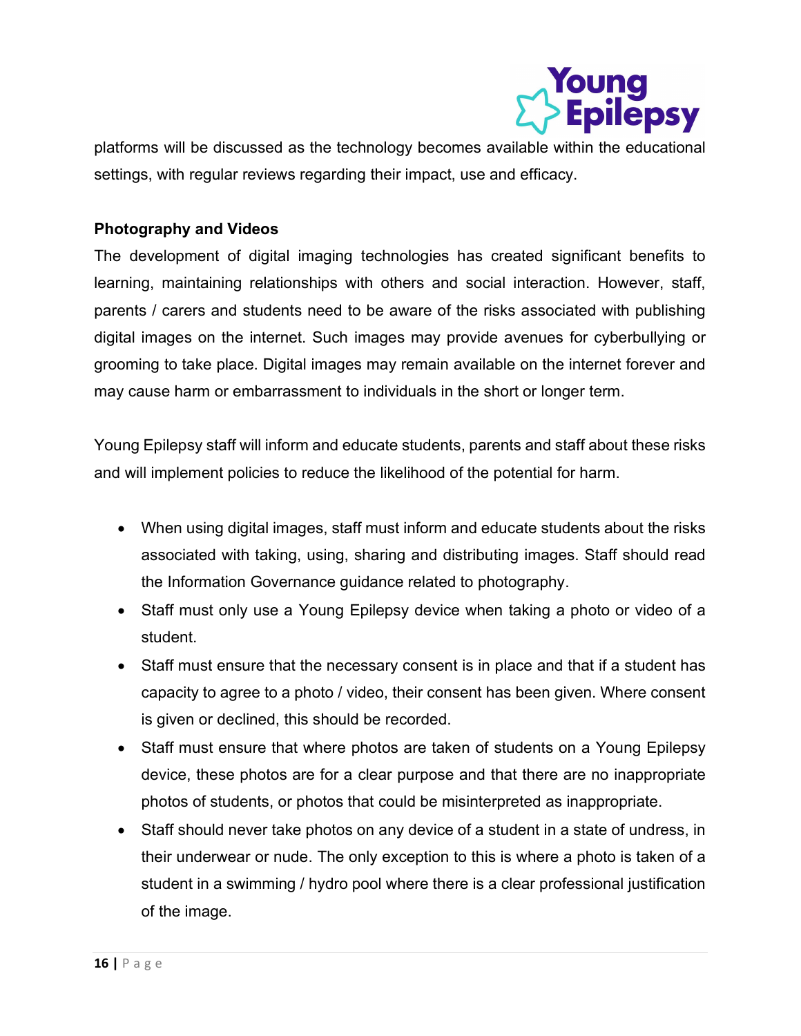platforms will be discussed as the technology becomes available within the educational settings, with regular reviews regarding their impact, use and efficacy.

**Photography and Videos**

The development of digital imaging technologies has created significant benefits to learning, maintaining relationships with others and social interaction. However, staff, parents / carers and students need to be aware of the risks associated with publishing digital images on the internet. Such images may provide avenues for cyberbullying or grooming to take place. Digital images may remain available on the internet forever and may cause harm or embarrassment to individuals in the short or longer term.

Young Epilepsy staff will inform and educate students, parents and staff about these risks and will implement policies to reduce the likelihood of the potential for harm.

- When using digital images, staff must inform and educate students about the risks associated with taking, using, sharing and distributing images. Staff should read the Information Governance guidance related to photography.
- Staff must only use a Young Epilepsy device when taking a photo or video of a student.
- Staff must ensure that the necessary consent is in place and that if a student has capacity to agree to a photo / video, their consent has been given. Where consent is given or declined, this should be recorded.
- Staff must ensure that where photos are taken of students on a Young Epilepsy device, these photos are for a clear purpose and that there are no inappropriate photos of students, or photos that could be misinterpreted as inappropriate.
- Staff should never take photos on any device of a student in a state of undress, in their underwear or nude. The only exception to this is where a photo is taken of a student in a swimming / hydro pool where there is a clear professional justification of the image.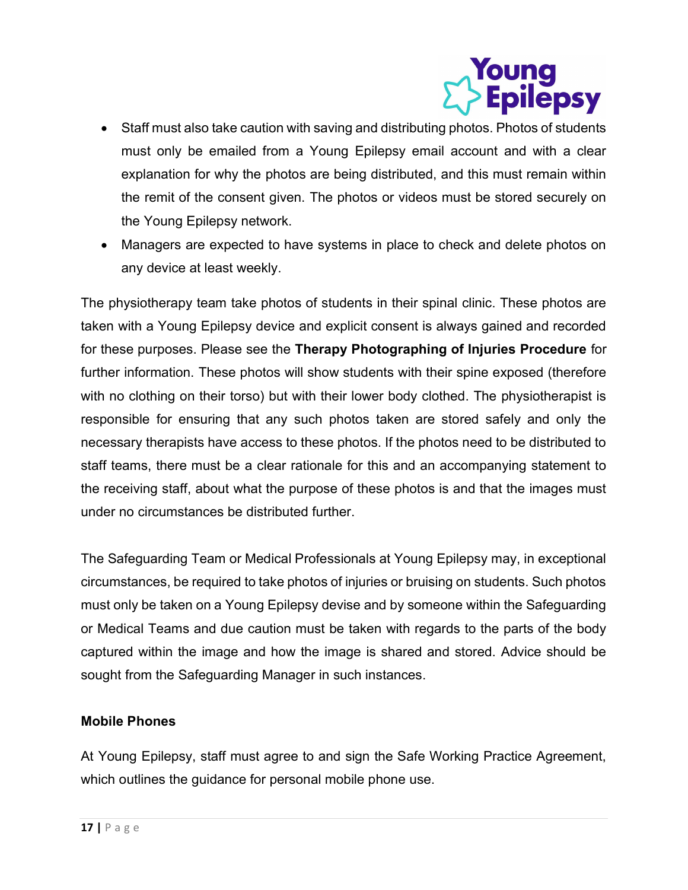- Staff must also take caution with saving and distributing photos. Photos of students must only be emailed from a Young Epilepsy email account and with a clear explanation for why the photos are being distributed, and this must remain within the remit of the consent given. The photos or videos must be stored securely on the Young Epilepsy network.
- Managers are expected to have systems in place to check and delete photos on any device at least weekly.

The physiotherapy team take photos of students in their spinal clinic. These photos are taken with a Young Epilepsy device and explicit consent is always gained and recorded for these purposes. Please see the **Therapy Photographing of Injuries Procedure** for further information. These photos will show students with their spine exposed (therefore with no clothing on their torso) but with their lower body clothed. The physiotherapist is responsible for ensuring that any such photos taken are stored safely and only the necessary therapists have access to these photos. If the photos need to be distributed to staff teams, there must be a clear rationale for this and an accompanying statement to the receiving staff, about what the purpose of these photos is and that the images must under no circumstances be distributed further.

The Safeguarding Team or Medical Professionals at Young Epilepsy may, in exceptional circumstances, be required to take photos of injuries or bruising on students. Such photos must only be taken on a Young Epilepsy devise and by someone within the Safeguarding or Medical Teams and due caution must be taken with regards to the parts of the body captured within the image and how the image is shared and stored. Advice should be sought from the Safeguarding Manager in such instances.

**Mobile Phones**

At Young Epilepsy, staff must agree to and sign the Safe Working Practice Agreement, which outlines the guidance for personal mobile phone use.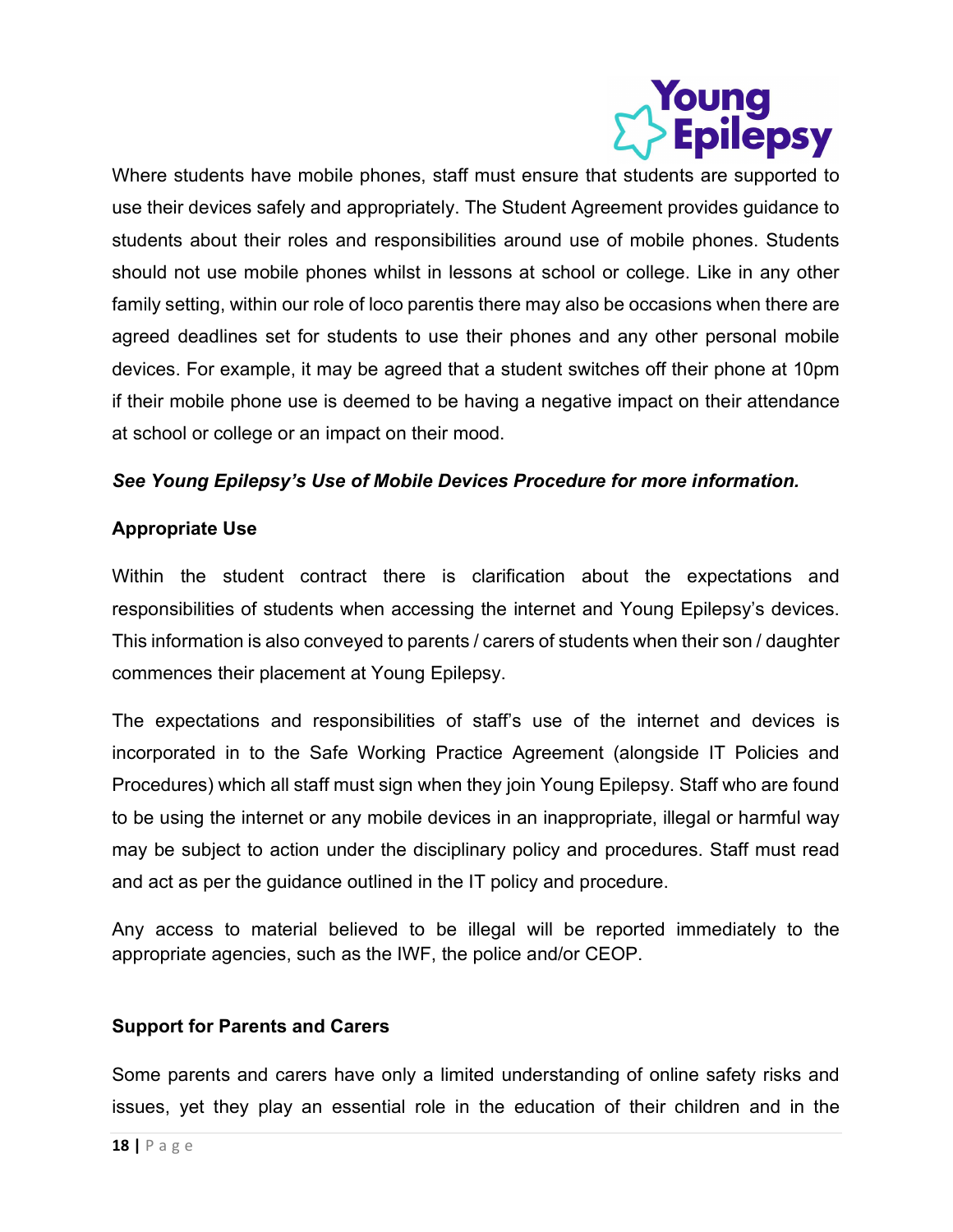Where students have mobile phones, staff must ensure that students are supported to use their devices safely and appropriately. The Student Agreement provides guidance to students about their roles and responsibilities around use of mobile phones. Students should not use mobile phones whilst in lessons at school or college. Like in any other family setting, within our role of loco parentis there may also be occasions when there are agreed deadlines set for students to use their phones and any other personal mobile devices. For example, it may be agreed that a student switches off their phone at 10pm if their mobile phone use is deemed to be having a negative impact on their attendance at school or college or an impact on their mood.

***See Young Epilepsy's Use of Mobile Devices Procedure for more information.***

**Appropriate Use**

Within the student contract there is clarification about the expectations and responsibilities of students when accessing the internet and Young Epilepsy's devices. This information is also conveyed to parents / carers of students when their son / daughter commences their placement at Young Epilepsy.

The expectations and responsibilities of staff's use of the internet and devices is incorporated in to the Safe Working Practice Agreement (alongside IT Policies and Procedures) which all staff must sign when they join Young Epilepsy. Staff who are found to be using the internet or any mobile devices in an inappropriate, illegal or harmful way may be subject to action under the disciplinary policy and procedures. Staff must read and act as per the guidance outlined in the IT policy and procedure.

Any access to material believed to be illegal will be reported immediately to the appropriate agencies, such as the IWF, the police and/or CEOP.

**Support for Parents and Carers**

Some parents and carers have only a limited understanding of online safety risks and issues, yet they play an essential role in the education of their children and in the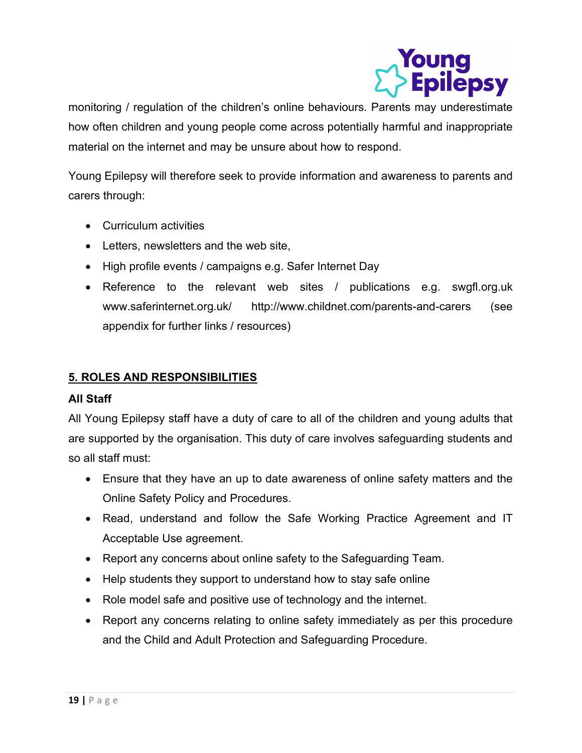monitoring / regulation of the children's online behaviours. Parents may underestimate how often children and young people come across potentially harmful and inappropriate material on the internet and may be unsure about how to respond.

Young Epilepsy will therefore seek to provide information and awareness to parents and carers through:

- Curriculum activities
- Letters, newsletters and the web site,
- High profile events / campaigns e.g. Safer Internet Day
- Reference to the relevant web sites / publications e.g. swgfl.org.uk www.saferinternet.org.uk/ http://www.childnet.com/parents-and-carers (see appendix for further links / resources)

## 5. ROLES AND RESPONSIBILITIES

### All Staff

All Young Epilepsy staff have a duty of care to all of the children and young adults that are supported by the organisation. This duty of care involves safeguarding students and so all staff must:

- Ensure that they have an up to date awareness of online safety matters and the Online Safety Policy and Procedures.
- Read, understand and follow the Safe Working Practice Agreement and IT Acceptable Use agreement.
- Report any concerns about online safety to the Safeguarding Team.
- Help students they support to understand how to stay safe online
- Role model safe and positive use of technology and the internet.
- Report any concerns relating to online safety immediately as per this procedure and the Child and Adult Protection and Safeguarding Procedure.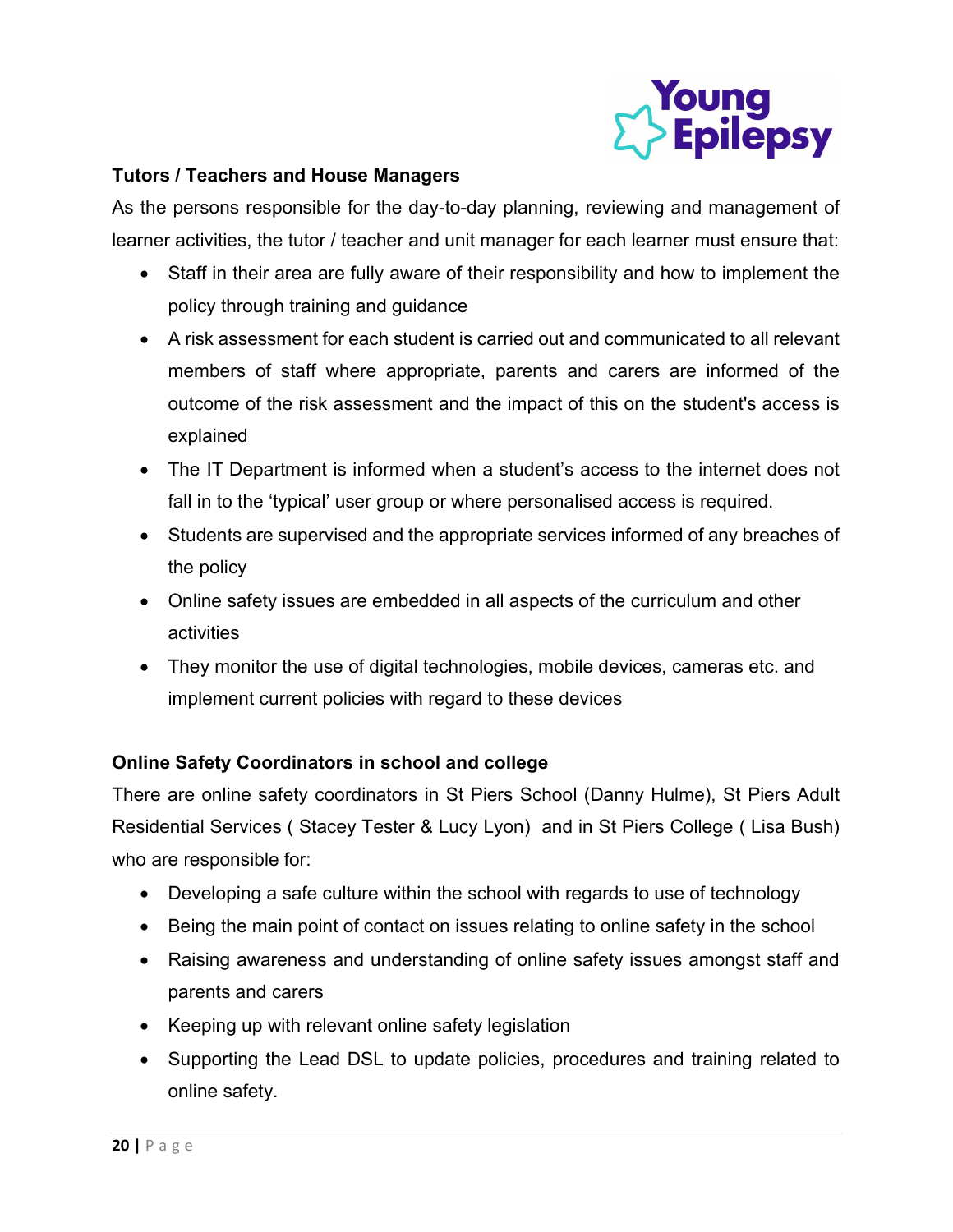**Tutors / Teachers and House Managers**

As the persons responsible for the day-to-day planning, reviewing and management of learner activities, the tutor / teacher and unit manager for each learner must ensure that:

- Staff in their area are fully aware of their responsibility and how to implement the policy through training and guidance
- A risk assessment for each student is carried out and communicated to all relevant members of staff where appropriate, parents and carers are informed of the outcome of the risk assessment and the impact of this on the student's access is explained
- The IT Department is informed when a student's access to the internet does not fall in to the 'typical' user group or where personalised access is required.
- Students are supervised and the appropriate services informed of any breaches of the policy
- Online safety issues are embedded in all aspects of the curriculum and other activities
- They monitor the use of digital technologies, mobile devices, cameras etc. and implement current policies with regard to these devices

**Online Safety Coordinators in school and college**

There are online safety coordinators in St Piers School (Danny Hulme), St Piers Adult Residential Services ( Stacey Tester & Lucy Lyon) and in St Piers College ( Lisa Bush) who are responsible for:

- Developing a safe culture within the school with regards to use of technology
- Being the main point of contact on issues relating to online safety in the school
- Raising awareness and understanding of online safety issues amongst staff and parents and carers
- Keeping up with relevant online safety legislation
- Supporting the Lead DSL to update policies, procedures and training related to online safety.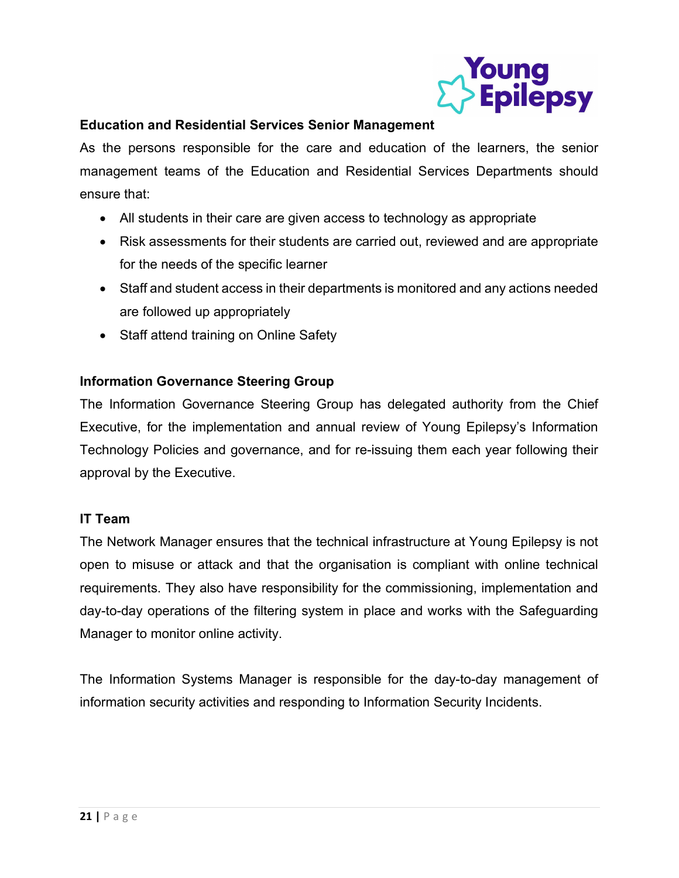**Education and Residential Services Senior Management**

As the persons responsible for the care and education of the learners, the senior management teams of the Education and Residential Services Departments should ensure that:

- All students in their care are given access to technology as appropriate
- Risk assessments for their students are carried out, reviewed and are appropriate for the needs of the specific learner
- Staff and student access in their departments is monitored and any actions needed are followed up appropriately
- Staff attend training on Online Safety

**Information Governance Steering Group**

The Information Governance Steering Group has delegated authority from the Chief Executive, for the implementation and annual review of Young Epilepsy's Information Technology Policies and governance, and for re-issuing them each year following their approval by the Executive.

**IT Team**

The Network Manager ensures that the technical infrastructure at Young Epilepsy is not open to misuse or attack and that the organisation is compliant with online technical requirements. They also have responsibility for the commissioning, implementation and day-to-day operations of the filtering system in place and works with the Safeguarding Manager to monitor online activity.

The Information Systems Manager is responsible for the day-to-day management of information security activities and responding to Information Security Incidents.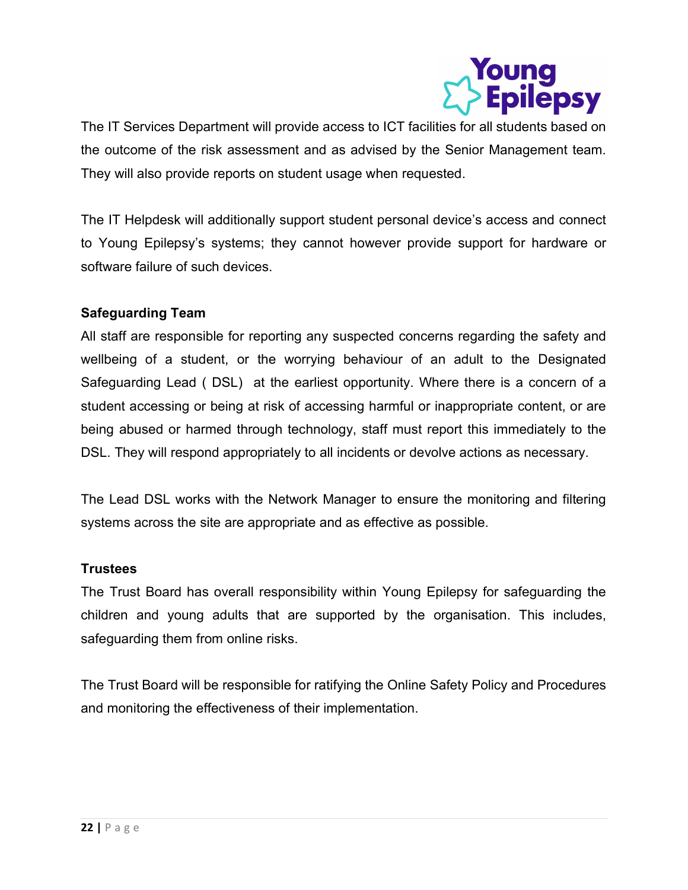The IT Services Department will provide access to ICT facilities for all students based on the outcome of the risk assessment and as advised by the Senior Management team. They will also provide reports on student usage when requested.

The IT Helpdesk will additionally support student personal device's access and connect to Young Epilepsy's systems; they cannot however provide support for hardware or software failure of such devices.

**Safeguarding Team**

All staff are responsible for reporting any suspected concerns regarding the safety and wellbeing of a student, or the worrying behaviour of an adult to the Designated Safeguarding Lead ( DSL) at the earliest opportunity. Where there is a concern of a student accessing or being at risk of accessing harmful or inappropriate content, or are being abused or harmed through technology, staff must report this immediately to the DSL. They will respond appropriately to all incidents or devolve actions as necessary.

The Lead DSL works with the Network Manager to ensure the monitoring and filtering systems across the site are appropriate and as effective as possible.

**Trustees**

The Trust Board has overall responsibility within Young Epilepsy for safeguarding the children and young adults that are supported by the organisation. This includes, safeguarding them from online risks.

The Trust Board will be responsible for ratifying the Online Safety Policy and Procedures and monitoring the effectiveness of their implementation.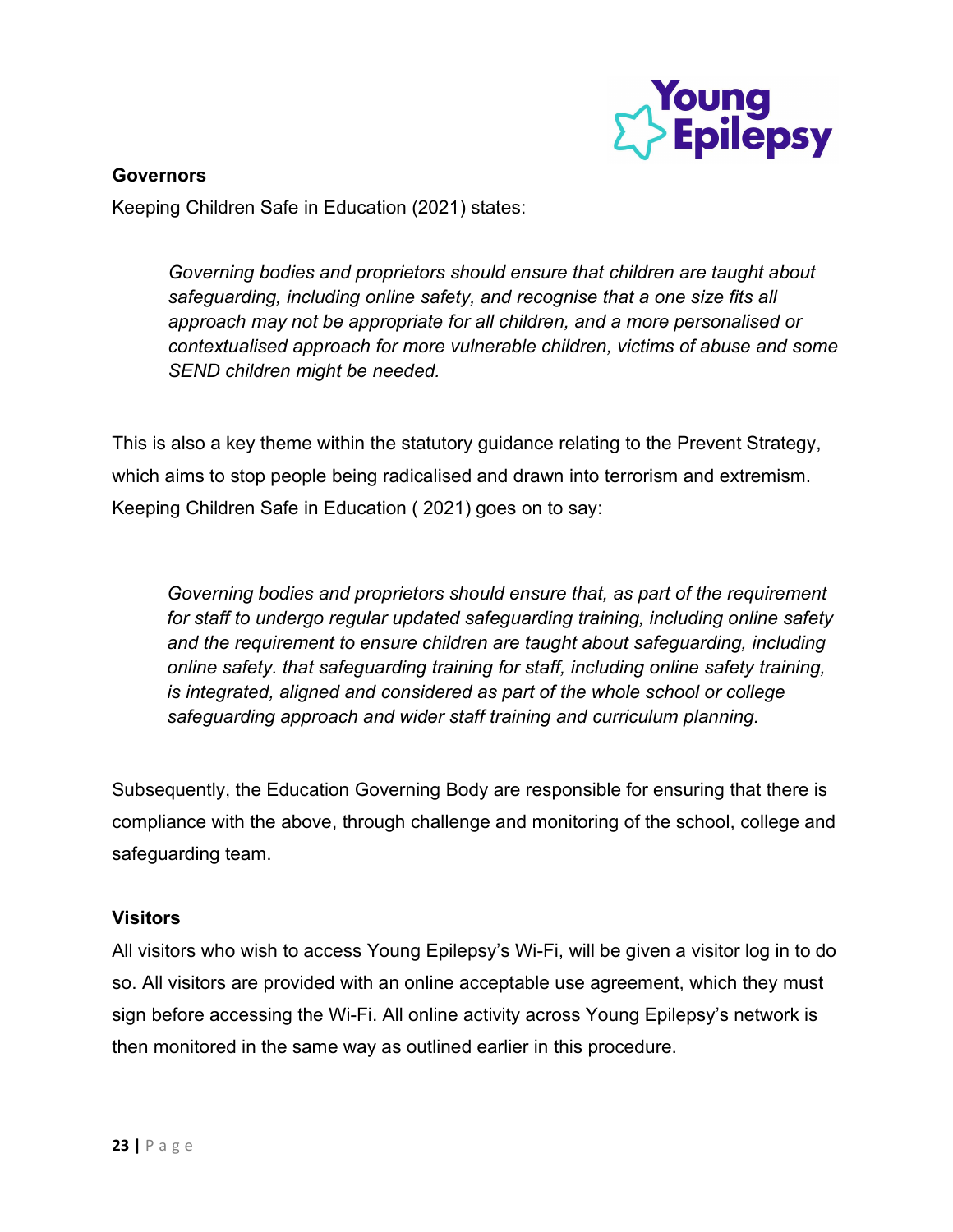**Governors**

Keeping Children Safe in Education (2021) states:

> *Governing bodies and proprietors should ensure that children are taught about safeguarding, including online safety, and recognise that a one size fits all approach may not be appropriate for all children, and a more personalised or contextualised approach for more vulnerable children, victims of abuse and some SEND children might be needed.*

This is also a key theme within the statutory guidance relating to the Prevent Strategy, which aims to stop people being radicalised and drawn into terrorism and extremism. Keeping Children Safe in Education ( 2021) goes on to say:

> *Governing bodies and proprietors should ensure that, as part of the requirement for staff to undergo regular updated safeguarding training, including online safety and the requirement to ensure children are taught about safeguarding, including online safety. that safeguarding training for staff, including online safety training, is integrated, aligned and considered as part of the whole school or college safeguarding approach and wider staff training and curriculum planning.*

Subsequently, the Education Governing Body are responsible for ensuring that there is compliance with the above, through challenge and monitoring of the school, college and safeguarding team.

**Visitors**

All visitors who wish to access Young Epilepsy's Wi-Fi, will be given a visitor log in to do so. All visitors are provided with an online acceptable use agreement, which they must sign before accessing the Wi-Fi. All online activity across Young Epilepsy's network is then monitored in the same way as outlined earlier in this procedure.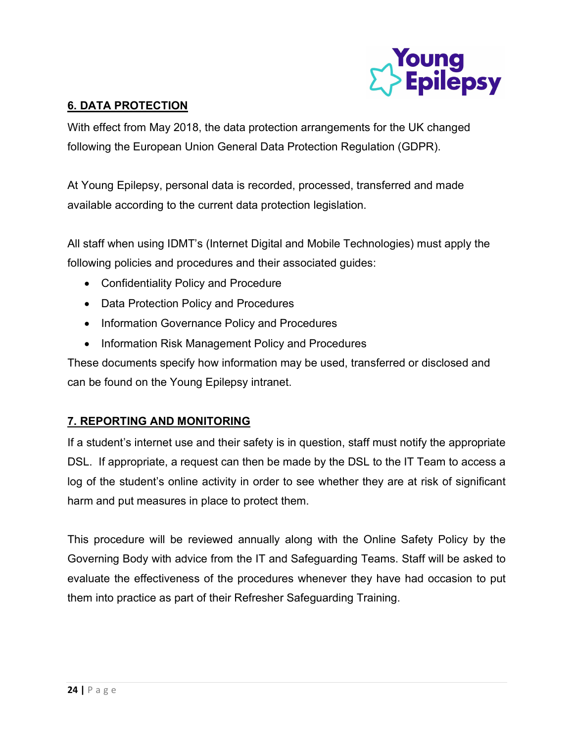## 6. DATA PROTECTION

With effect from May 2018, the data protection arrangements for the UK changed following the European Union General Data Protection Regulation (GDPR).

At Young Epilepsy, personal data is recorded, processed, transferred and made available according to the current data protection legislation.

All staff when using IDMT's (Internet Digital and Mobile Technologies) must apply the following policies and procedures and their associated guides:

- Confidentiality Policy and Procedure
- Data Protection Policy and Procedures
- Information Governance Policy and Procedures
- Information Risk Management Policy and Procedures

These documents specify how information may be used, transferred or disclosed and can be found on the Young Epilepsy intranet.

## 7. REPORTING AND MONITORING

If a student's internet use and their safety is in question, staff must notify the appropriate DSL. If appropriate, a request can then be made by the DSL to the IT Team to access a log of the student's online activity in order to see whether they are at risk of significant harm and put measures in place to protect them.

This procedure will be reviewed annually along with the Online Safety Policy by the Governing Body with advice from the IT and Safeguarding Teams. Staff will be asked to evaluate the effectiveness of the procedures whenever they have had occasion to put them into practice as part of their Refresher Safeguarding Training.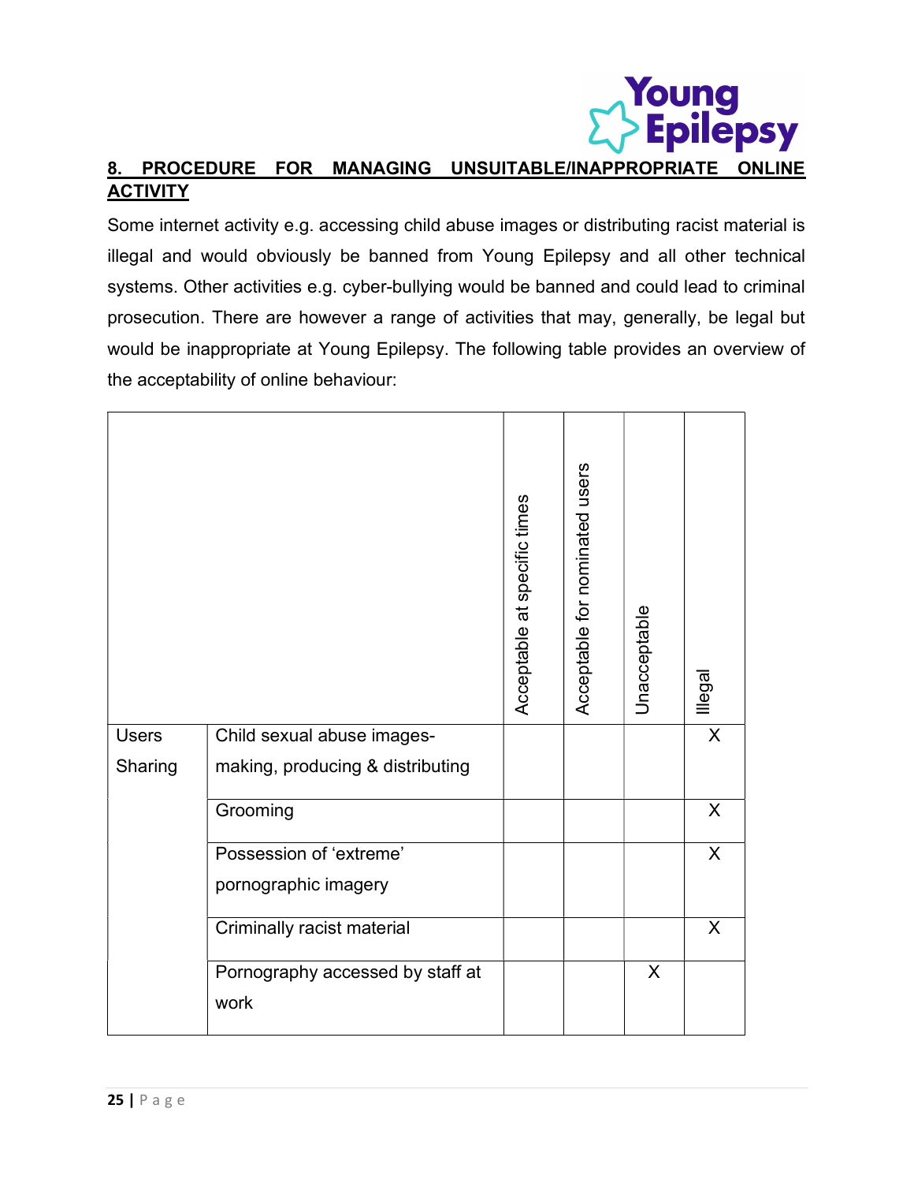## 8. PROCEDURE FOR MANAGING UNSUITABLE/INAPPROPRIATE ONLINE ACTIVITY

Some internet activity e.g. accessing child abuse images or distributing racist material is illegal and would obviously be banned from Young Epilepsy and all other technical systems. Other activities e.g. cyber-bullying would be banned and could lead to criminal prosecution. There are however a range of activities that may, generally, be legal but would be inappropriate at Young Epilepsy. The following table provides an overview of the acceptability of online behaviour:

| | | Acceptable at specific times | Acceptable for nominated users | Unacceptable | Illegal |
|---|---|---|---|---|---|
| Users Sharing | Child sexual abuse images- making, producing & distributing | | | | X |
| | Grooming | | | | X |
| | Possession of 'extreme' pornographic imagery | | | | X |
| | Criminally racist material | | | | X |
| | Pornography accessed by staff at work | | | X | |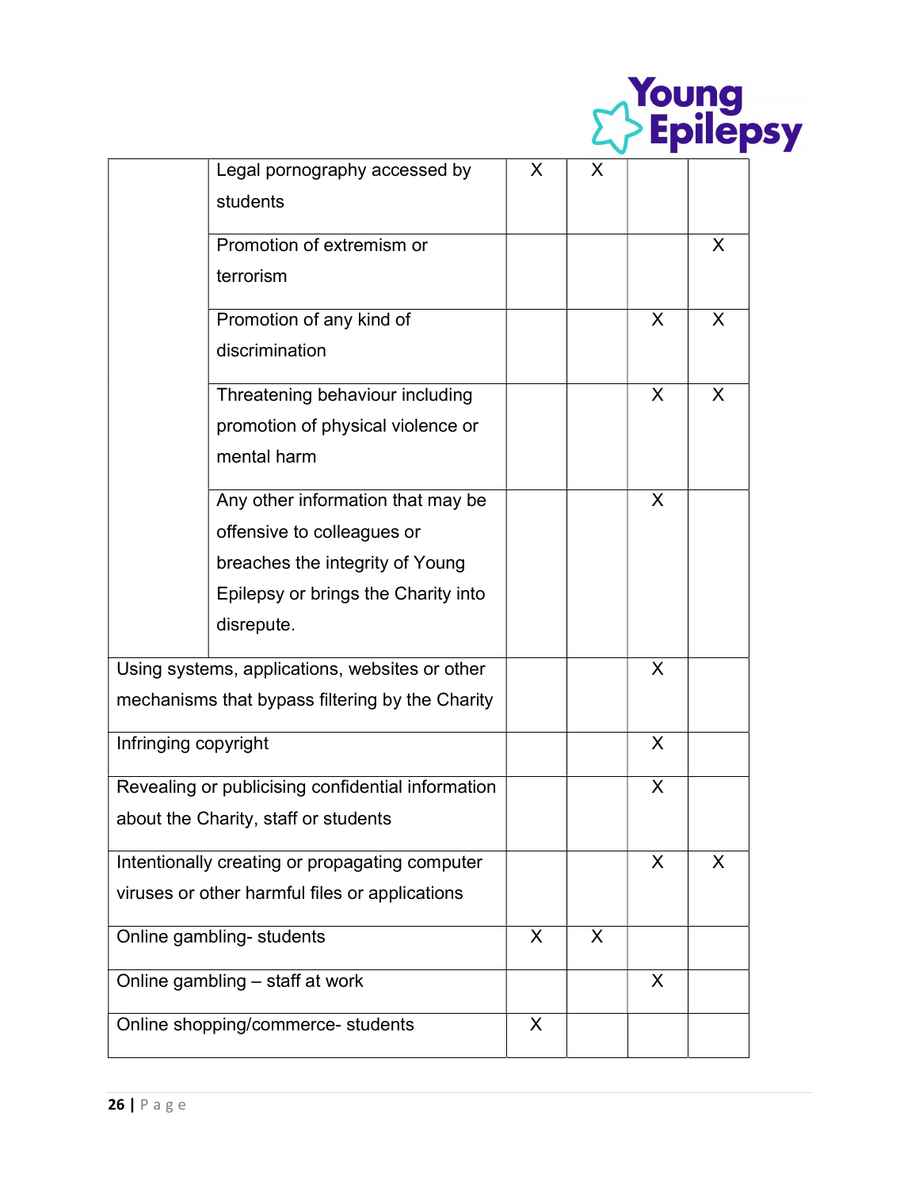| | | | | | |
|---|---|---|---|---|---|
| | Legal pornography accessed by students | X | X | | |
| | Promotion of extremism or terrorism | | | | X |
| | Promotion of any kind of discrimination | | | X | X |
| | Threatening behaviour including promotion of physical violence or mental harm | | | X | X |
| | Any other information that may be offensive to colleagues or breaches the integrity of Young Epilepsy or brings the Charity into disrepute. | | | X | |
| Using systems, applications, websites or other mechanisms that bypass filtering by the Charity | | | | X | |
| Infringing copyright | | | | X | |
| Revealing or publicising confidential information about the Charity, staff or students | | | | X | |
| Intentionally creating or propagating computer viruses or other harmful files or applications | | | | X | X |
| Online gambling- students | | X | X | | |
| Online gambling – staff at work | | | | X | |
| Online shopping/commerce- students | | X | | | |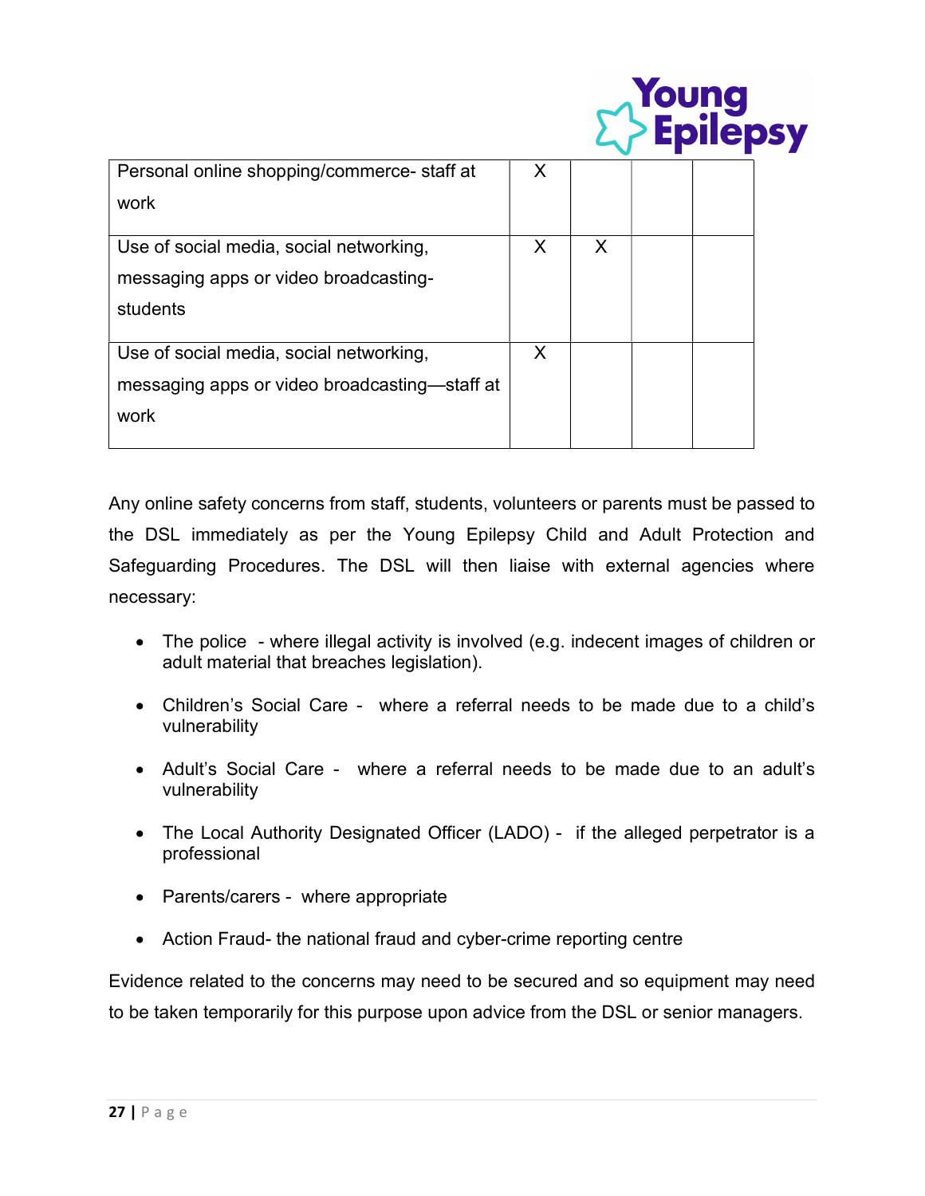| | | | | |
|---|---|---|---|---|
| Personal online shopping/commerce- staff at work | X | | | |
| Use of social media, social networking, messaging apps or video broadcasting- students | X | X | | |
| Use of social media, social networking, messaging apps or video broadcasting—staff at work | X | | | |

Any online safety concerns from staff, students, volunteers or parents must be passed to the DSL immediately as per the Young Epilepsy Child and Adult Protection and Safeguarding Procedures. The DSL will then liaise with external agencies where necessary:

- The police - where illegal activity is involved (e.g. indecent images of children or adult material that breaches legislation).
- Children's Social Care - where a referral needs to be made due to a child's vulnerability
- Adult's Social Care - where a referral needs to be made due to an adult's vulnerability
- The Local Authority Designated Officer (LADO) - if the alleged perpetrator is a professional
- Parents/carers - where appropriate
- Action Fraud- the national fraud and cyber-crime reporting centre

Evidence related to the concerns may need to be secured and so equipment may need to be taken temporarily for this purpose upon advice from the DSL or senior managers.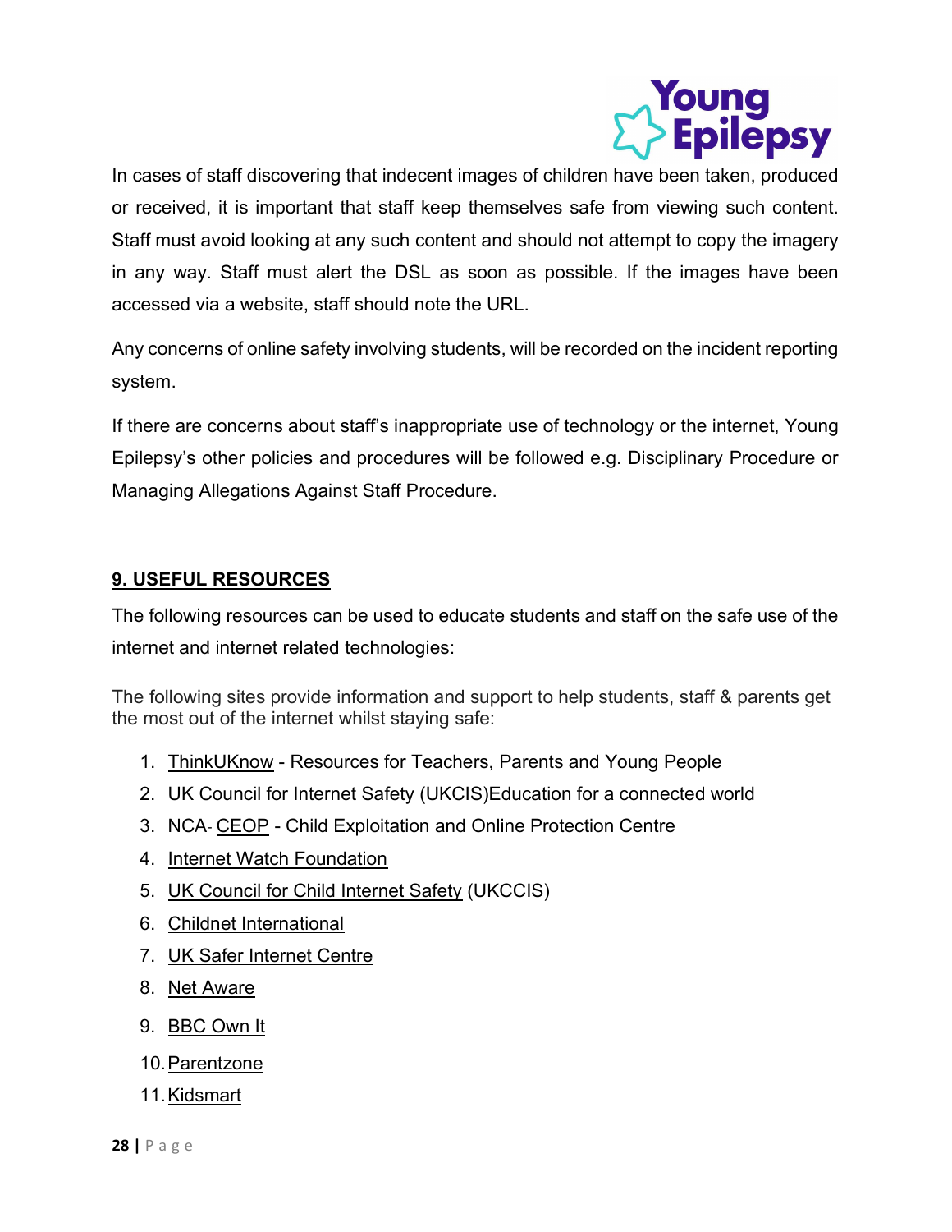In cases of staff discovering that indecent images of children have been taken, produced or received, it is important that staff keep themselves safe from viewing such content. Staff must avoid looking at any such content and should not attempt to copy the imagery in any way. Staff must alert the DSL as soon as possible. If the images have been accessed via a website, staff should note the URL.

Any concerns of online safety involving students, will be recorded on the incident reporting system.

If there are concerns about staff's inappropriate use of technology or the internet, Young Epilepsy's other policies and procedures will be followed e.g. Disciplinary Procedure or Managing Allegations Against Staff Procedure.

## 9. USEFUL RESOURCES

The following resources can be used to educate students and staff on the safe use of the internet and internet related technologies:

The following sites provide information and support to help students, staff & parents get the most out of the internet whilst staying safe:

1. ThinkUKnow - Resources for Teachers, Parents and Young People
2. UK Council for Internet Safety (UKCIS)Education for a connected world
3. NCA- CEOP - Child Exploitation and Online Protection Centre
4. Internet Watch Foundation
5. UK Council for Child Internet Safety (UKCCIS)
6. Childnet International
7. UK Safer Internet Centre
8. Net Aware
9. BBC Own It
10. Parentzone
11. Kidsmart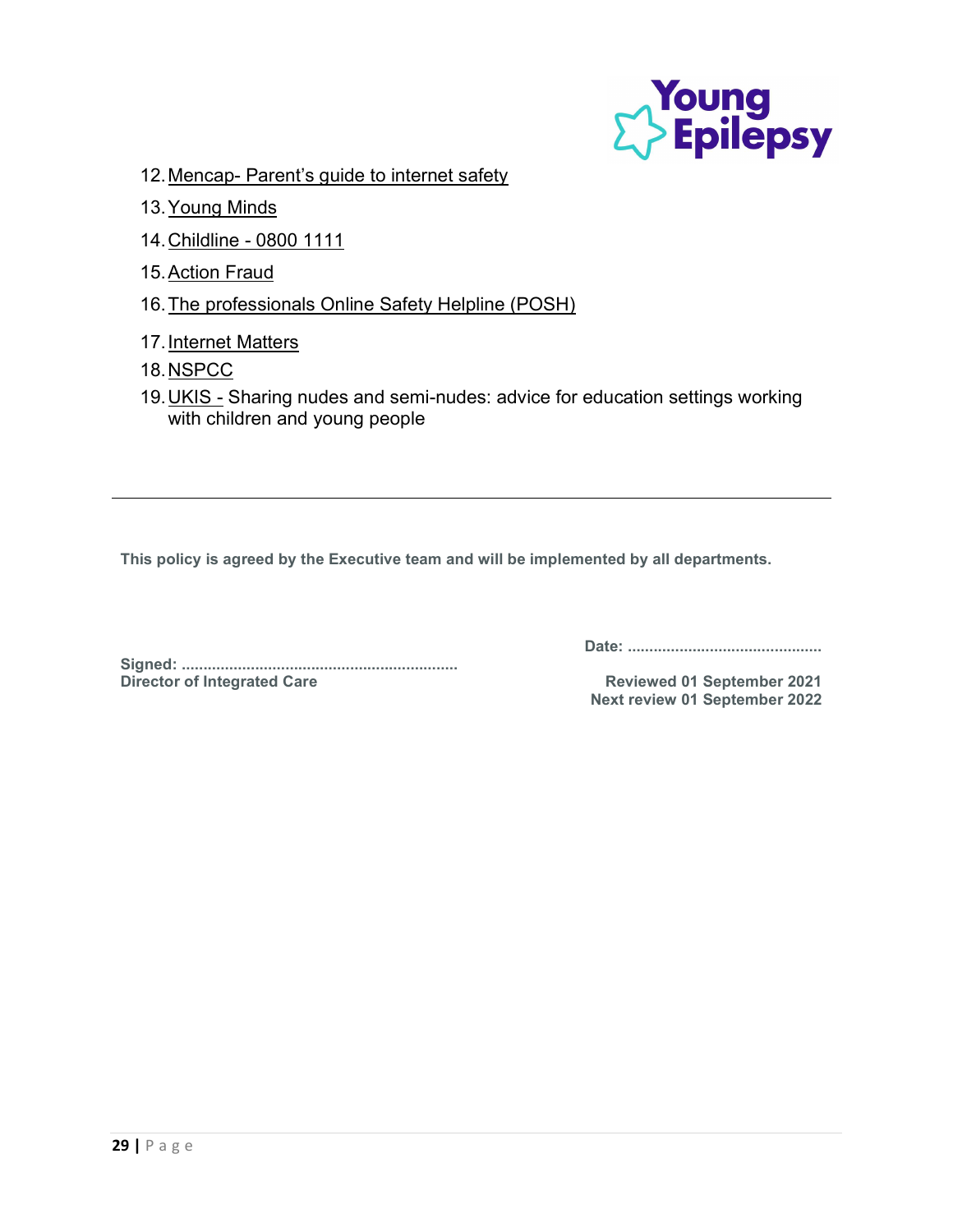12. Mencap- Parent's guide to internet safety
13. Young Minds
14. Childline - 0800 1111
15. Action Fraud
16. The professionals Online Safety Helpline (POSH)
17. Internet Matters
18. NSPCC
19. UKIS - Sharing nudes and semi-nudes: advice for education settings working with children and young people

---

**This policy is agreed by the Executive team and will be implemented by all departments.**

**Date: ............................................**

**Signed: ...............................................................**
**Director of Integrated Care**

**Reviewed 01 September 2021**
**Next review 01 September 2022**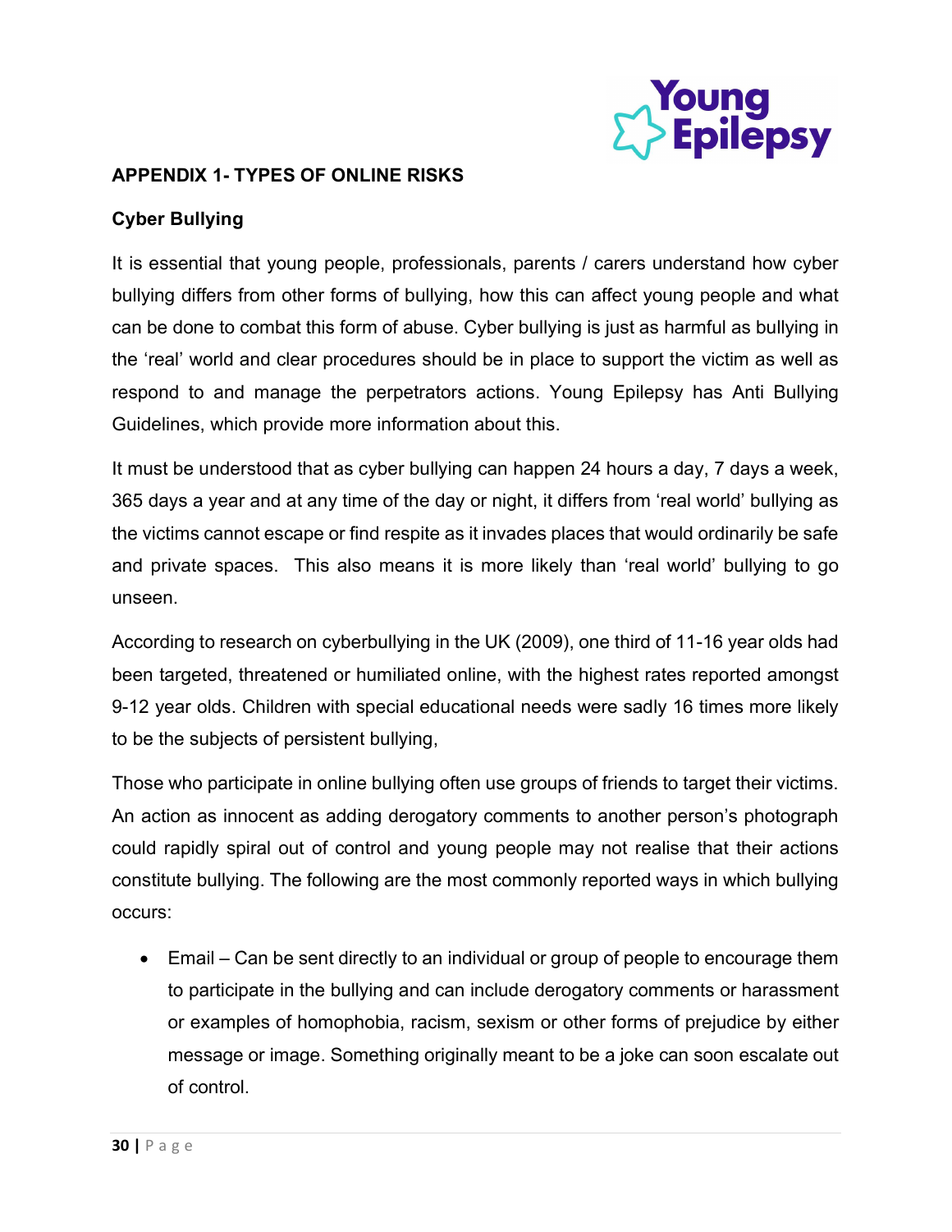## APPENDIX 1- TYPES OF ONLINE RISKS

### Cyber Bullying

It is essential that young people, professionals, parents / carers understand how cyber bullying differs from other forms of bullying, how this can affect young people and what can be done to combat this form of abuse. Cyber bullying is just as harmful as bullying in the 'real' world and clear procedures should be in place to support the victim as well as respond to and manage the perpetrators actions. Young Epilepsy has Anti Bullying Guidelines, which provide more information about this.

It must be understood that as cyber bullying can happen 24 hours a day, 7 days a week, 365 days a year and at any time of the day or night, it differs from 'real world' bullying as the victims cannot escape or find respite as it invades places that would ordinarily be safe and private spaces. This also means it is more likely than 'real world' bullying to go unseen.

According to research on cyberbullying in the UK (2009), one third of 11-16 year olds had been targeted, threatened or humiliated online, with the highest rates reported amongst 9-12 year olds. Children with special educational needs were sadly 16 times more likely to be the subjects of persistent bullying,

Those who participate in online bullying often use groups of friends to target their victims. An action as innocent as adding derogatory comments to another person's photograph could rapidly spiral out of control and young people may not realise that their actions constitute bullying. The following are the most commonly reported ways in which bullying occurs:

- Email – Can be sent directly to an individual or group of people to encourage them to participate in the bullying and can include derogatory comments or harassment or examples of homophobia, racism, sexism or other forms of prejudice by either message or image. Something originally meant to be a joke can soon escalate out of control.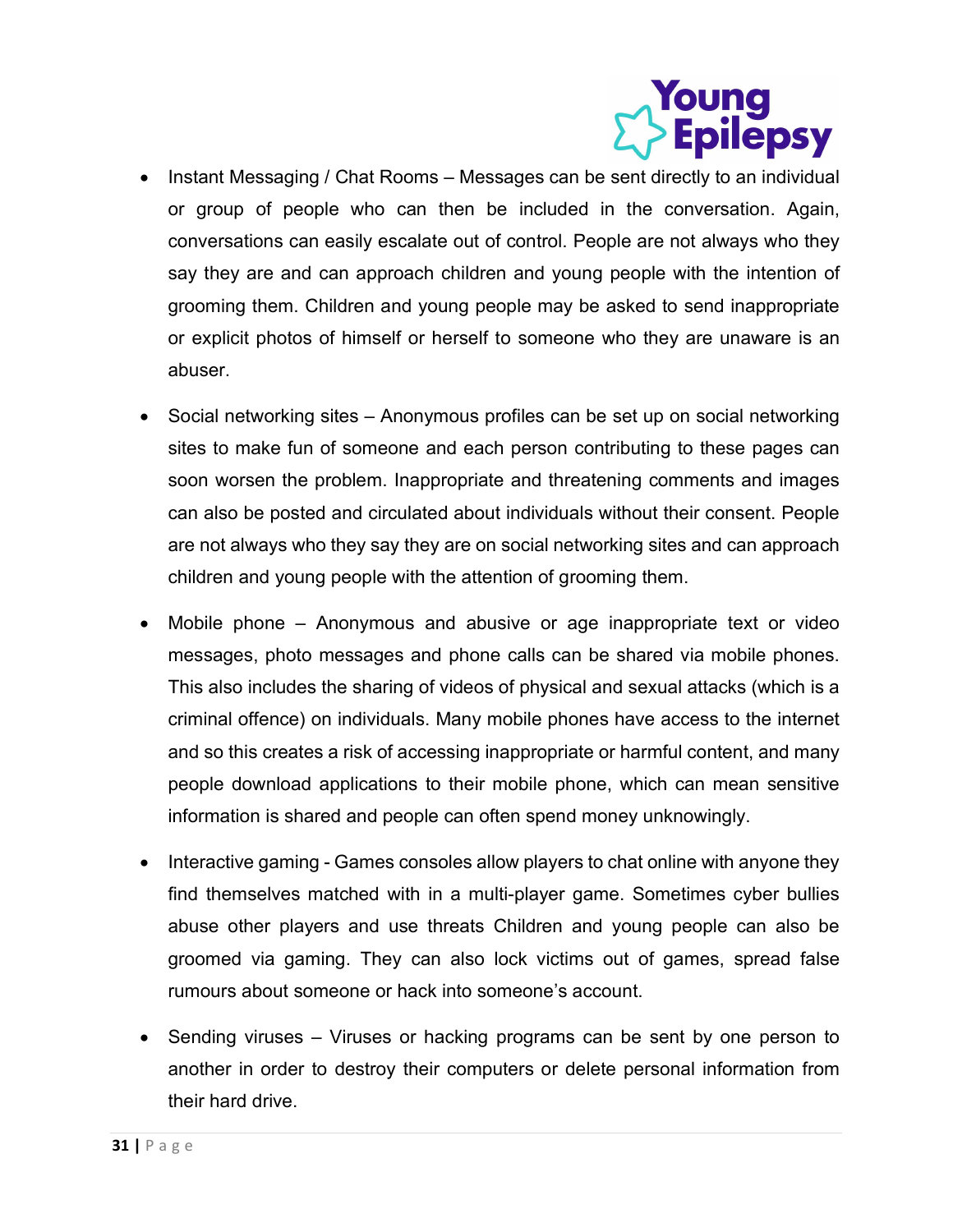- Instant Messaging / Chat Rooms – Messages can be sent directly to an individual or group of people who can then be included in the conversation. Again, conversations can easily escalate out of control. People are not always who they say they are and can approach children and young people with the intention of grooming them. Children and young people may be asked to send inappropriate or explicit photos of himself or herself to someone who they are unaware is an abuser.

- Social networking sites – Anonymous profiles can be set up on social networking sites to make fun of someone and each person contributing to these pages can soon worsen the problem. Inappropriate and threatening comments and images can also be posted and circulated about individuals without their consent. People are not always who they say they are on social networking sites and can approach children and young people with the attention of grooming them.

- Mobile phone – Anonymous and abusive or age inappropriate text or video messages, photo messages and phone calls can be shared via mobile phones. This also includes the sharing of videos of physical and sexual attacks (which is a criminal offence) on individuals. Many mobile phones have access to the internet and so this creates a risk of accessing inappropriate or harmful content, and many people download applications to their mobile phone, which can mean sensitive information is shared and people can often spend money unknowingly.

- Interactive gaming - Games consoles allow players to chat online with anyone they find themselves matched with in a multi-player game. Sometimes cyber bullies abuse other players and use threats Children and young people can also be groomed via gaming. They can also lock victims out of games, spread false rumours about someone or hack into someone's account.

- Sending viruses – Viruses or hacking programs can be sent by one person to another in order to destroy their computers or delete personal information from their hard drive.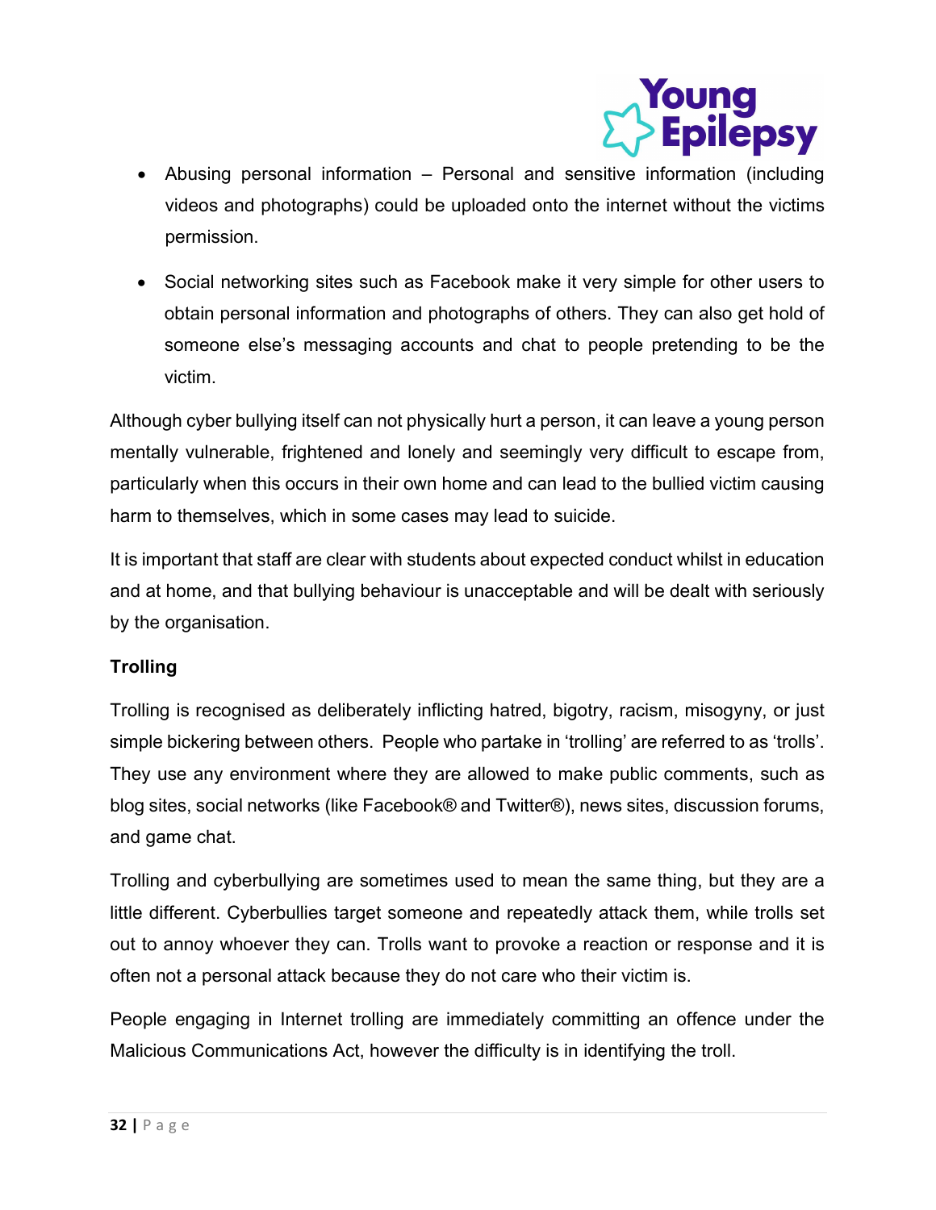- Abusing personal information – Personal and sensitive information (including videos and photographs) could be uploaded onto the internet without the victims permission.
- Social networking sites such as Facebook make it very simple for other users to obtain personal information and photographs of others. They can also get hold of someone else's messaging accounts and chat to people pretending to be the victim.

Although cyber bullying itself can not physically hurt a person, it can leave a young person mentally vulnerable, frightened and lonely and seemingly very difficult to escape from, particularly when this occurs in their own home and can lead to the bullied victim causing harm to themselves, which in some cases may lead to suicide.

It is important that staff are clear with students about expected conduct whilst in education and at home, and that bullying behaviour is unacceptable and will be dealt with seriously by the organisation.

**Trolling**

Trolling is recognised as deliberately inflicting hatred, bigotry, racism, misogyny, or just simple bickering between others. People who partake in 'trolling' are referred to as 'trolls'. They use any environment where they are allowed to make public comments, such as blog sites, social networks (like Facebook® and Twitter®), news sites, discussion forums, and game chat.

Trolling and cyberbullying are sometimes used to mean the same thing, but they are a little different. Cyberbullies target someone and repeatedly attack them, while trolls set out to annoy whoever they can. Trolls want to provoke a reaction or response and it is often not a personal attack because they do not care who their victim is.

People engaging in Internet trolling are immediately committing an offence under the Malicious Communications Act, however the difficulty is in identifying the troll.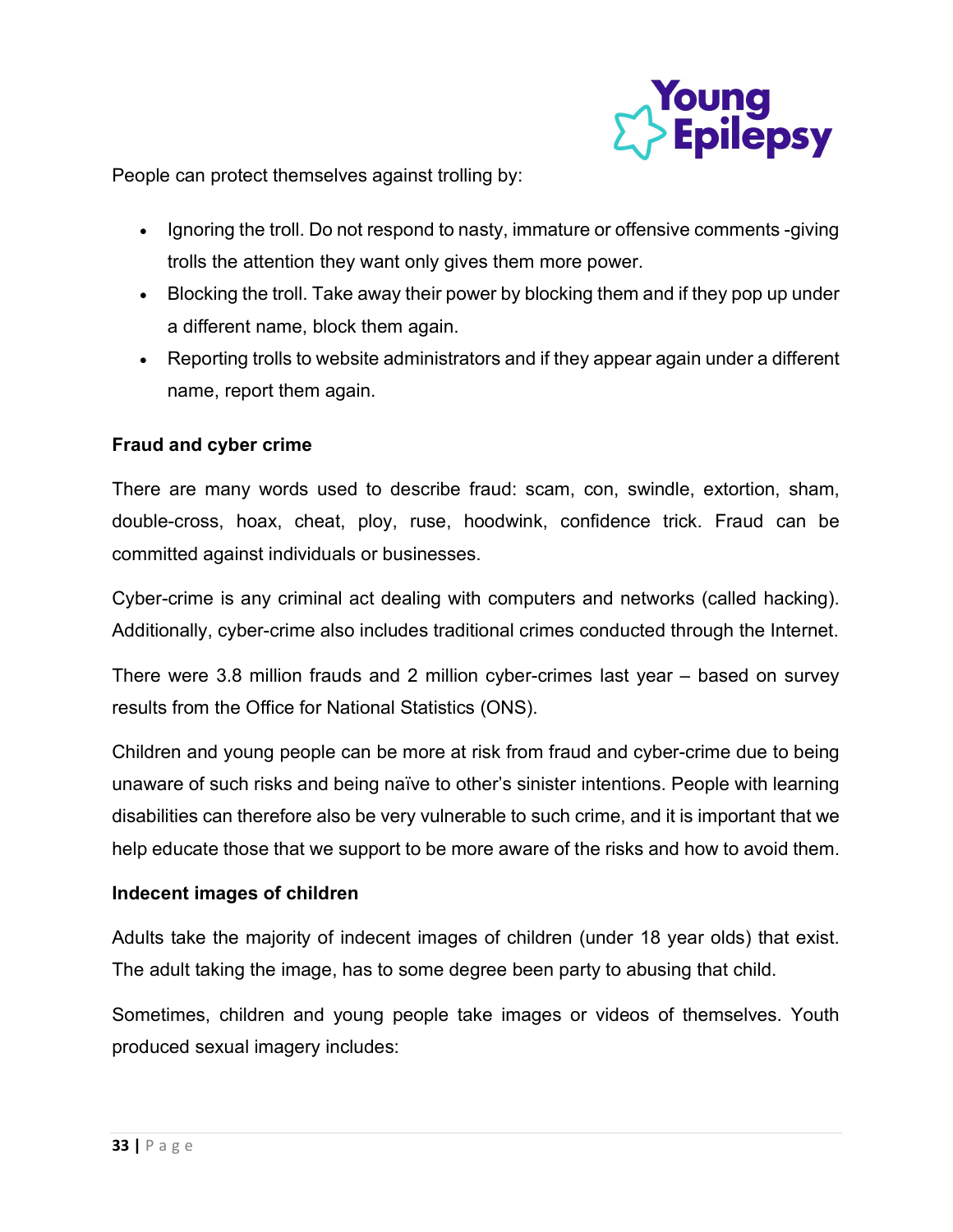People can protect themselves against trolling by:

- Ignoring the troll. Do not respond to nasty, immature or offensive comments -giving trolls the attention they want only gives them more power.
- Blocking the troll. Take away their power by blocking them and if they pop up under a different name, block them again.
- Reporting trolls to website administrators and if they appear again under a different name, report them again.

**Fraud and cyber crime**

There are many words used to describe fraud: scam, con, swindle, extortion, sham, double-cross, hoax, cheat, ploy, ruse, hoodwink, confidence trick. Fraud can be committed against individuals or businesses.

Cyber-crime is any criminal act dealing with computers and networks (called hacking). Additionally, cyber-crime also includes traditional crimes conducted through the Internet.

There were 3.8 million frauds and 2 million cyber-crimes last year – based on survey results from the Office for National Statistics (ONS).

Children and young people can be more at risk from fraud and cyber-crime due to being unaware of such risks and being naïve to other's sinister intentions. People with learning disabilities can therefore also be very vulnerable to such crime, and it is important that we help educate those that we support to be more aware of the risks and how to avoid them.

**Indecent images of children**

Adults take the majority of indecent images of children (under 18 year olds) that exist. The adult taking the image, has to some degree been party to abusing that child.

Sometimes, children and young people take images or videos of themselves. Youth produced sexual imagery includes: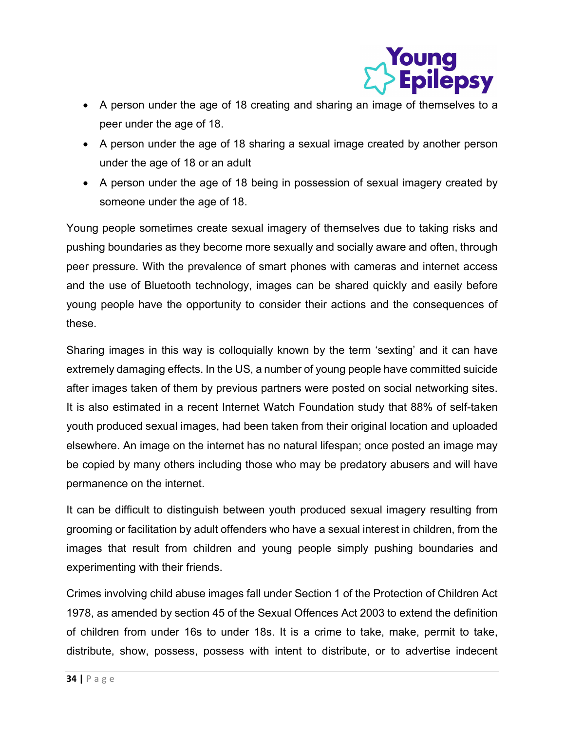- A person under the age of 18 creating and sharing an image of themselves to a peer under the age of 18.
- A person under the age of 18 sharing a sexual image created by another person under the age of 18 or an adult
- A person under the age of 18 being in possession of sexual imagery created by someone under the age of 18.

Young people sometimes create sexual imagery of themselves due to taking risks and pushing boundaries as they become more sexually and socially aware and often, through peer pressure. With the prevalence of smart phones with cameras and internet access and the use of Bluetooth technology, images can be shared quickly and easily before young people have the opportunity to consider their actions and the consequences of these.

Sharing images in this way is colloquially known by the term 'sexting' and it can have extremely damaging effects. In the US, a number of young people have committed suicide after images taken of them by previous partners were posted on social networking sites. It is also estimated in a recent Internet Watch Foundation study that 88% of self-taken youth produced sexual images, had been taken from their original location and uploaded elsewhere. An image on the internet has no natural lifespan; once posted an image may be copied by many others including those who may be predatory abusers and will have permanence on the internet.

It can be difficult to distinguish between youth produced sexual imagery resulting from grooming or facilitation by adult offenders who have a sexual interest in children, from the images that result from children and young people simply pushing boundaries and experimenting with their friends.

Crimes involving child abuse images fall under Section 1 of the Protection of Children Act 1978, as amended by section 45 of the Sexual Offences Act 2003 to extend the definition of children from under 16s to under 18s. It is a crime to take, make, permit to take, distribute, show, possess, possess with intent to distribute, or to advertise indecent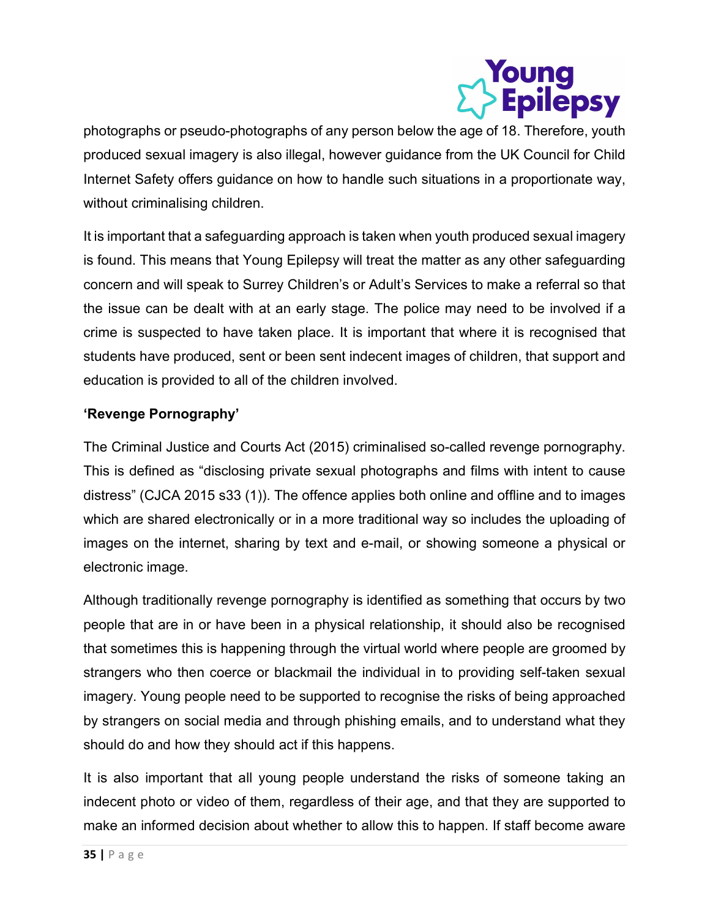photographs or pseudo-photographs of any person below the age of 18. Therefore, youth produced sexual imagery is also illegal, however guidance from the UK Council for Child Internet Safety offers guidance on how to handle such situations in a proportionate way, without criminalising children.

It is important that a safeguarding approach is taken when youth produced sexual imagery is found. This means that Young Epilepsy will treat the matter as any other safeguarding concern and will speak to Surrey Children's or Adult's Services to make a referral so that the issue can be dealt with at an early stage. The police may need to be involved if a crime is suspected to have taken place. It is important that where it is recognised that students have produced, sent or been sent indecent images of children, that support and education is provided to all of the children involved.

**'Revenge Pornography'**

The Criminal Justice and Courts Act (2015) criminalised so-called revenge pornography. This is defined as "disclosing private sexual photographs and films with intent to cause distress" (CJCA 2015 s33 (1)). The offence applies both online and offline and to images which are shared electronically or in a more traditional way so includes the uploading of images on the internet, sharing by text and e-mail, or showing someone a physical or electronic image.

Although traditionally revenge pornography is identified as something that occurs by two people that are in or have been in a physical relationship, it should also be recognised that sometimes this is happening through the virtual world where people are groomed by strangers who then coerce or blackmail the individual in to providing self-taken sexual imagery. Young people need to be supported to recognise the risks of being approached by strangers on social media and through phishing emails, and to understand what they should do and how they should act if this happens.

It is also important that all young people understand the risks of someone taking an indecent photo or video of them, regardless of their age, and that they are supported to make an informed decision about whether to allow this to happen. If staff become aware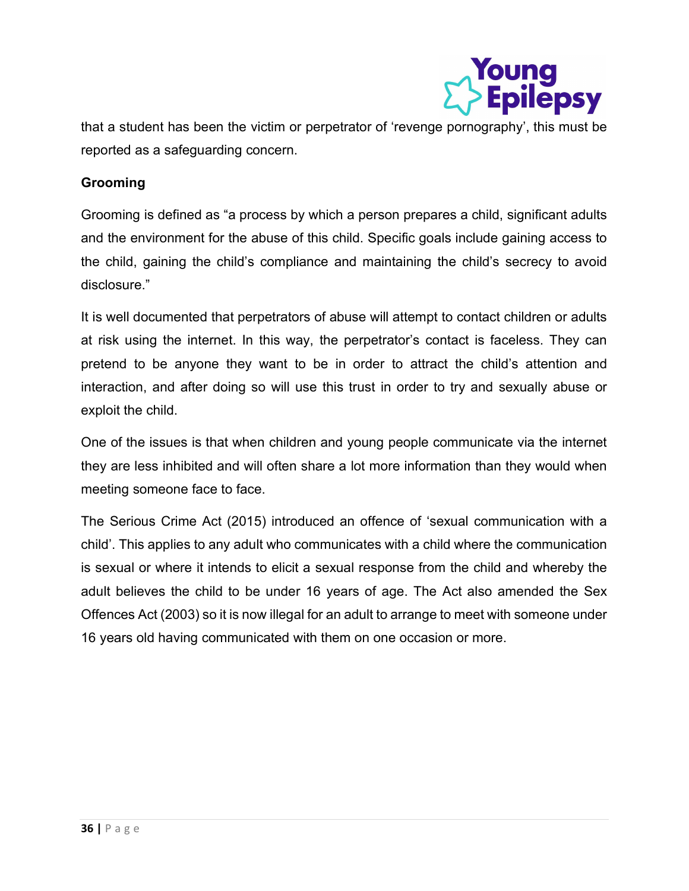that a student has been the victim or perpetrator of 'revenge pornography', this must be reported as a safeguarding concern.

**Grooming**

Grooming is defined as "a process by which a person prepares a child, significant adults and the environment for the abuse of this child. Specific goals include gaining access to the child, gaining the child's compliance and maintaining the child's secrecy to avoid disclosure."

It is well documented that perpetrators of abuse will attempt to contact children or adults at risk using the internet. In this way, the perpetrator's contact is faceless. They can pretend to be anyone they want to be in order to attract the child's attention and interaction, and after doing so will use this trust in order to try and sexually abuse or exploit the child.

One of the issues is that when children and young people communicate via the internet they are less inhibited and will often share a lot more information than they would when meeting someone face to face.

The Serious Crime Act (2015) introduced an offence of 'sexual communication with a child'. This applies to any adult who communicates with a child where the communication is sexual or where it intends to elicit a sexual response from the child and whereby the adult believes the child to be under 16 years of age. The Act also amended the Sex Offences Act (2003) so it is now illegal for an adult to arrange to meet with someone under 16 years old having communicated with them on one occasion or more.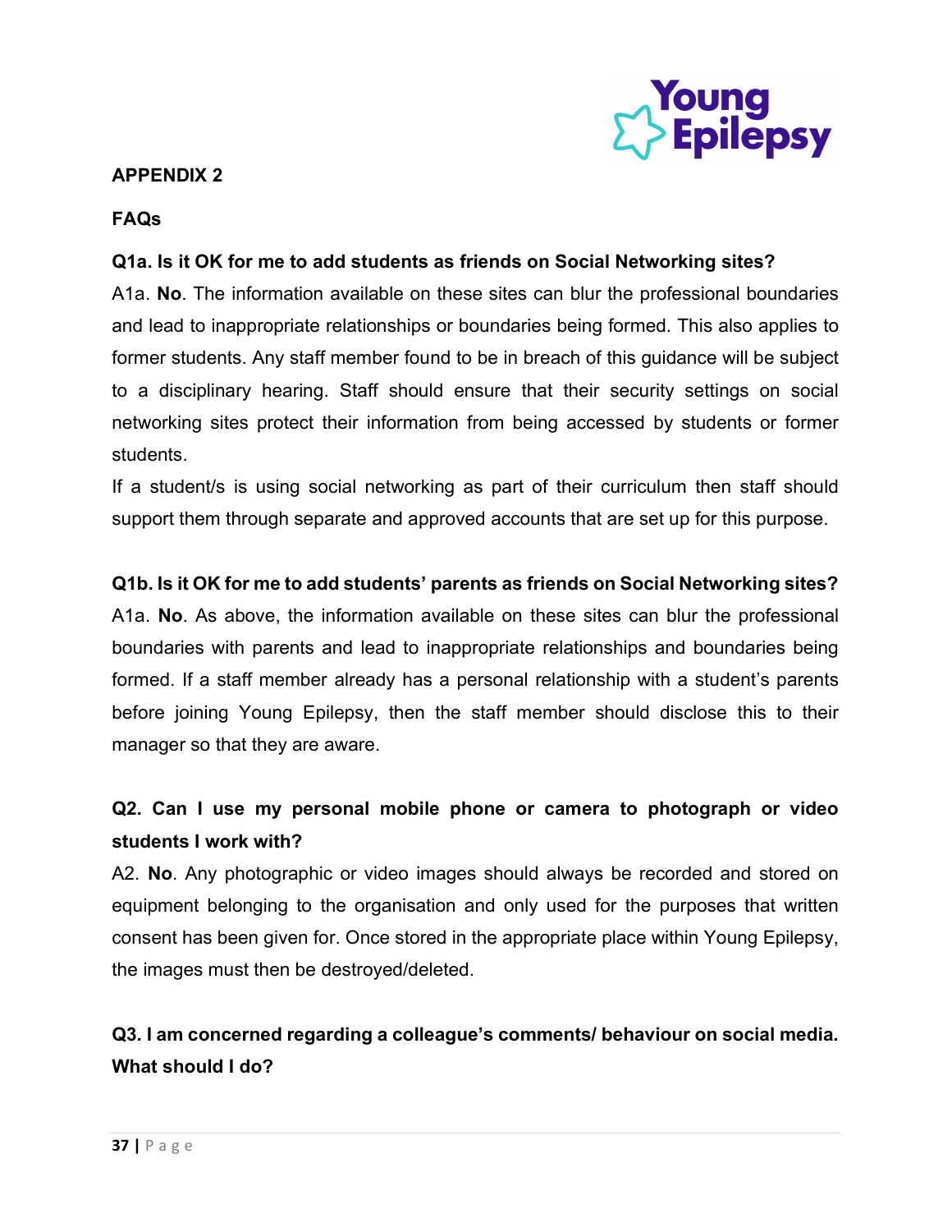**APPENDIX 2**

**FAQs**

**Q1a. Is it OK for me to add students as friends on Social Networking sites?**

A1a. **No**. The information available on these sites can blur the professional boundaries and lead to inappropriate relationships or boundaries being formed. This also applies to former students. Any staff member found to be in breach of this guidance will be subject to a disciplinary hearing. Staff should ensure that their security settings on social networking sites protect their information from being accessed by students or former students.

If a student/s is using social networking as part of their curriculum then staff should support them through separate and approved accounts that are set up for this purpose.

**Q1b. Is it OK for me to add students' parents as friends on Social Networking sites?**

A1a. **No**. As above, the information available on these sites can blur the professional boundaries with parents and lead to inappropriate relationships and boundaries being formed. If a staff member already has a personal relationship with a student's parents before joining Young Epilepsy, then the staff member should disclose this to their manager so that they are aware.

**Q2. Can I use my personal mobile phone or camera to photograph or video students I work with?**

A2. **No**. Any photographic or video images should always be recorded and stored on equipment belonging to the organisation and only used for the purposes that written consent has been given for. Once stored in the appropriate place within Young Epilepsy, the images must then be destroyed/deleted.

**Q3. I am concerned regarding a colleague's comments/ behaviour on social media. What should I do?**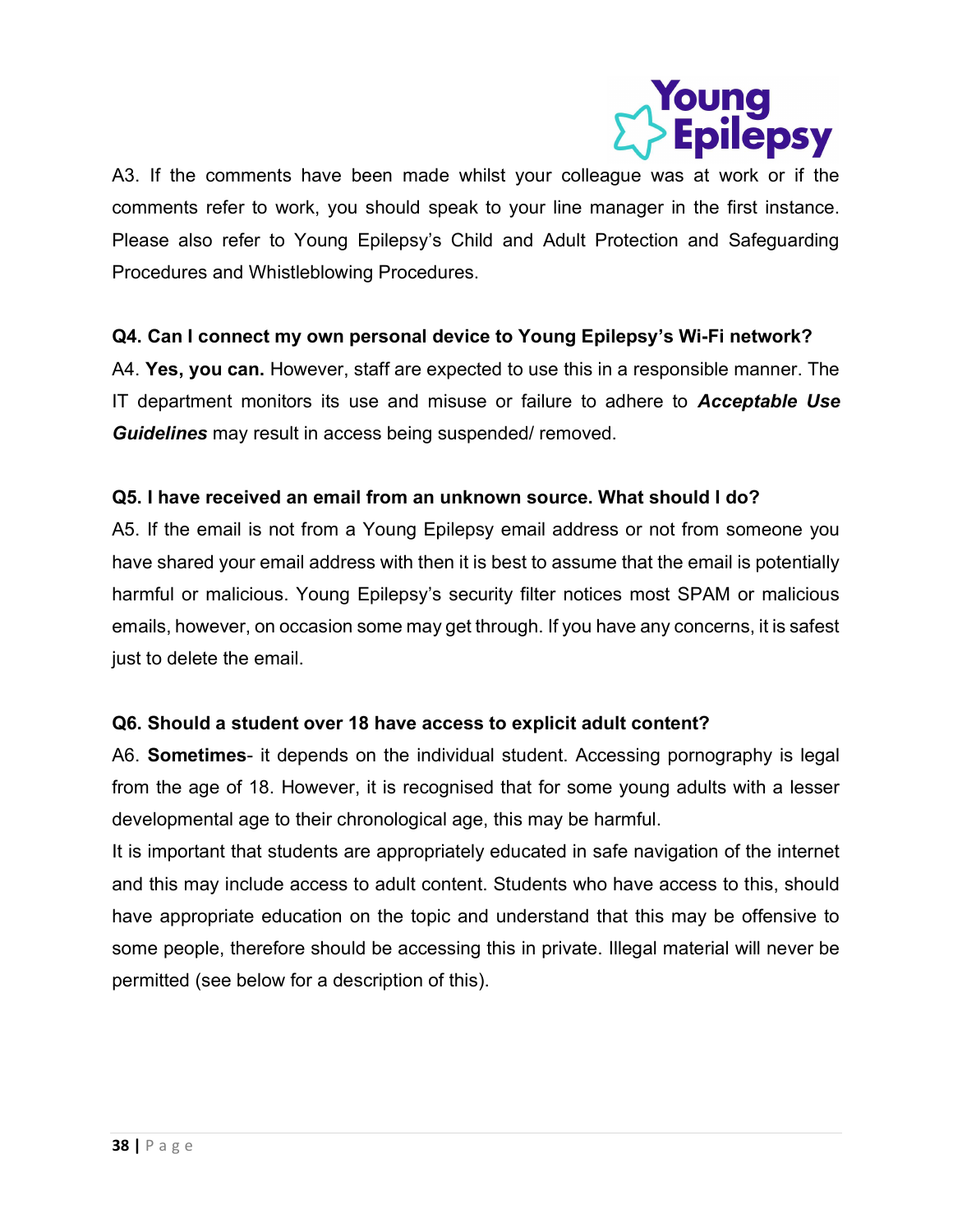A3. If the comments have been made whilst your colleague was at work or if the comments refer to work, you should speak to your line manager in the first instance. Please also refer to Young Epilepsy's Child and Adult Protection and Safeguarding Procedures and Whistleblowing Procedures.

**Q4. Can I connect my own personal device to Young Epilepsy's Wi-Fi network?**

A4. **Yes, you can.** However, staff are expected to use this in a responsible manner. The IT department monitors its use and misuse or failure to adhere to ***Acceptable Use Guidelines*** may result in access being suspended/ removed.

**Q5. I have received an email from an unknown source. What should I do?**

A5. If the email is not from a Young Epilepsy email address or not from someone you have shared your email address with then it is best to assume that the email is potentially harmful or malicious. Young Epilepsy's security filter notices most SPAM or malicious emails, however, on occasion some may get through. If you have any concerns, it is safest just to delete the email.

**Q6. Should a student over 18 have access to explicit adult content?**

A6. **Sometimes**- it depends on the individual student. Accessing pornography is legal from the age of 18. However, it is recognised that for some young adults with a lesser developmental age to their chronological age, this may be harmful.

It is important that students are appropriately educated in safe navigation of the internet and this may include access to adult content. Students who have access to this, should have appropriate education on the topic and understand that this may be offensive to some people, therefore should be accessing this in private. Illegal material will never be permitted (see below for a description of this).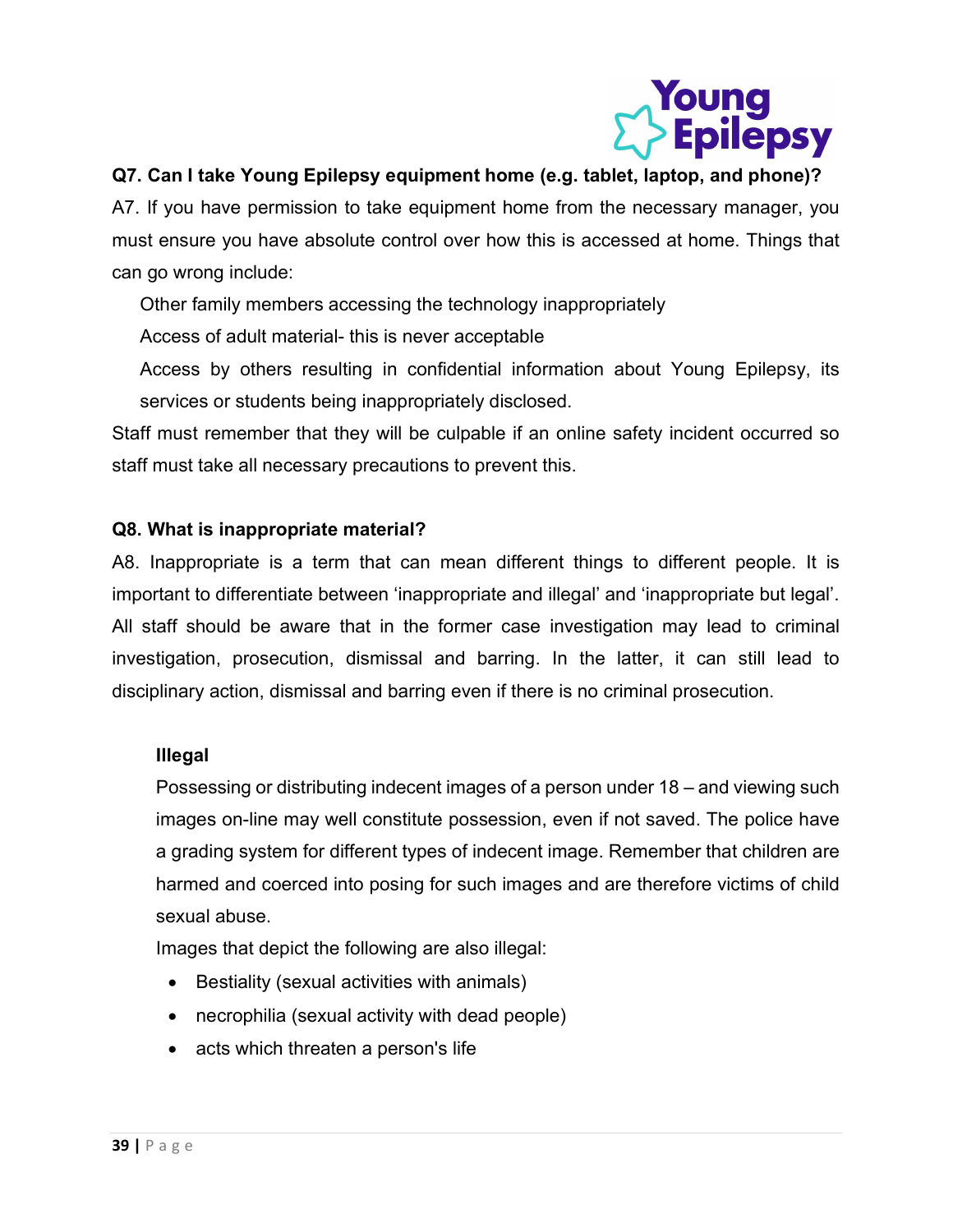**Q7. Can I take Young Epilepsy equipment home (e.g. tablet, laptop, and phone)?**

A7. If you have permission to take equipment home from the necessary manager, you must ensure you have absolute control over how this is accessed at home. Things that can go wrong include:

Other family members accessing the technology inappropriately

Access of adult material- this is never acceptable

Access by others resulting in confidential information about Young Epilepsy, its services or students being inappropriately disclosed.

Staff must remember that they will be culpable if an online safety incident occurred so staff must take all necessary precautions to prevent this.

**Q8. What is inappropriate material?**

A8. Inappropriate is a term that can mean different things to different people. It is important to differentiate between 'inappropriate and illegal' and 'inappropriate but legal'. All staff should be aware that in the former case investigation may lead to criminal investigation, prosecution, dismissal and barring. In the latter, it can still lead to disciplinary action, dismissal and barring even if there is no criminal prosecution.

**Illegal**

Possessing or distributing indecent images of a person under 18 – and viewing such images on-line may well constitute possession, even if not saved. The police have a grading system for different types of indecent image. Remember that children are harmed and coerced into posing for such images and are therefore victims of child sexual abuse.

Images that depict the following are also illegal:

- Bestiality (sexual activities with animals)
- necrophilia (sexual activity with dead people)
- acts which threaten a person's life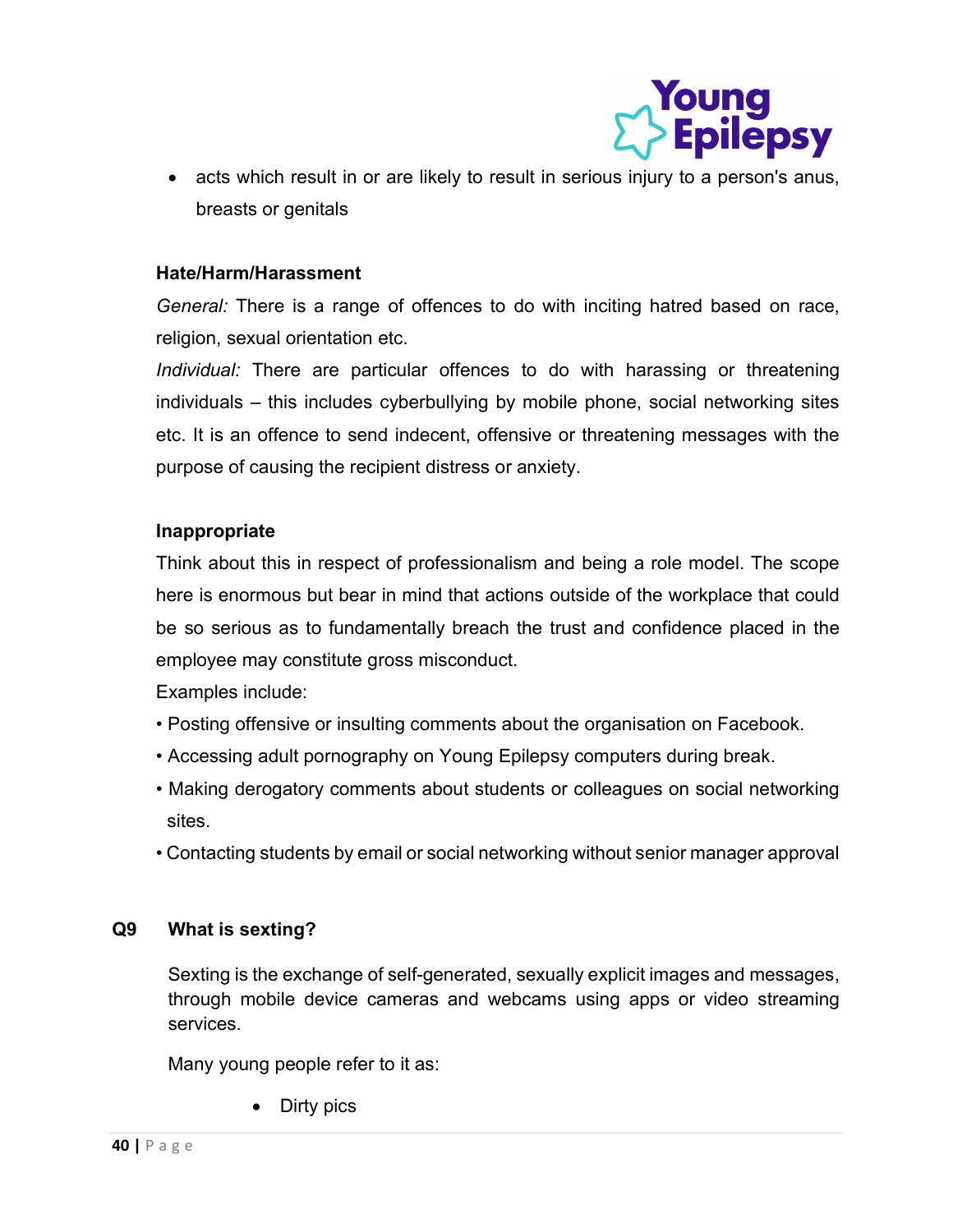- acts which result in or are likely to result in serious injury to a person's anus, breasts or genitals

**Hate/Harm/Harassment**

*General:* There is a range of offences to do with inciting hatred based on race, religion, sexual orientation etc.

*Individual:* There are particular offences to do with harassing or threatening individuals – this includes cyberbullying by mobile phone, social networking sites etc. It is an offence to send indecent, offensive or threatening messages with the purpose of causing the recipient distress or anxiety.

**Inappropriate**

Think about this in respect of professionalism and being a role model. The scope here is enormous but bear in mind that actions outside of the workplace that could be so serious as to fundamentally breach the trust and confidence placed in the employee may constitute gross misconduct.

Examples include:

- Posting offensive or insulting comments about the organisation on Facebook.
- Accessing adult pornography on Young Epilepsy computers during break.
- Making derogatory comments about students or colleagues on social networking sites.
- Contacting students by email or social networking without senior manager approval

## Q9 What is sexting?

Sexting is the exchange of self-generated, sexually explicit images and messages, through mobile device cameras and webcams using apps or video streaming services.

Many young people refer to it as:

- Dirty pics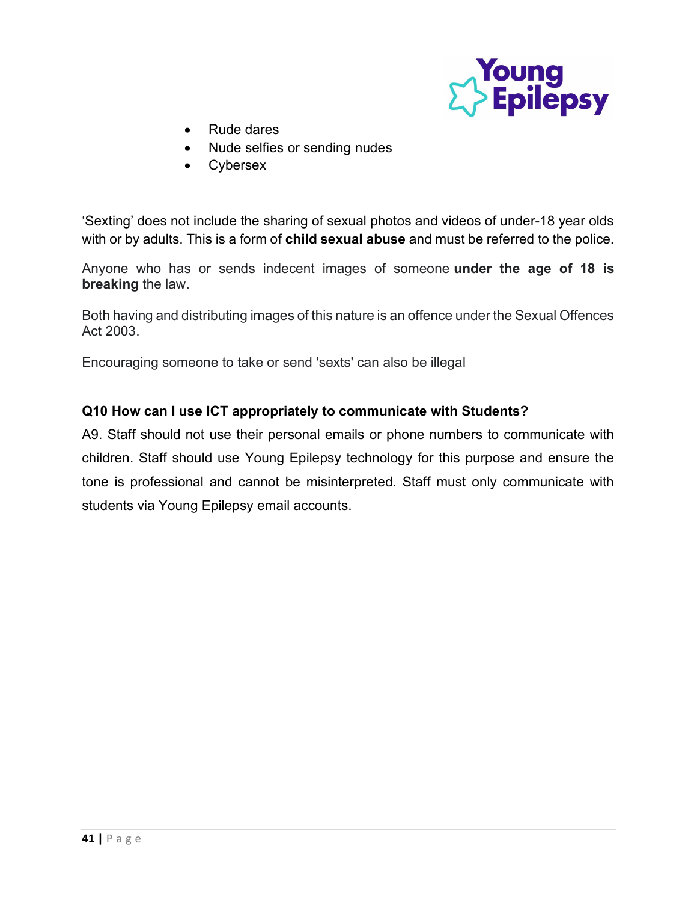- Rude dares
- Nude selfies or sending nudes
- Cybersex

'Sexting' does not include the sharing of sexual photos and videos of under-18 year olds with or by adults. This is a form of **child sexual abuse** and must be referred to the police.

Anyone who has or sends indecent images of someone **under the age of 18 is breaking** the law.

Both having and distributing images of this nature is an offence under the Sexual Offences Act 2003.

Encouraging someone to take or send 'sexts' can also be illegal

**Q10 How can I use ICT appropriately to communicate with Students?**

A9. Staff should not use their personal emails or phone numbers to communicate with children. Staff should use Young Epilepsy technology for this purpose and ensure the tone is professional and cannot be misinterpreted. Staff must only communicate with students via Young Epilepsy email accounts.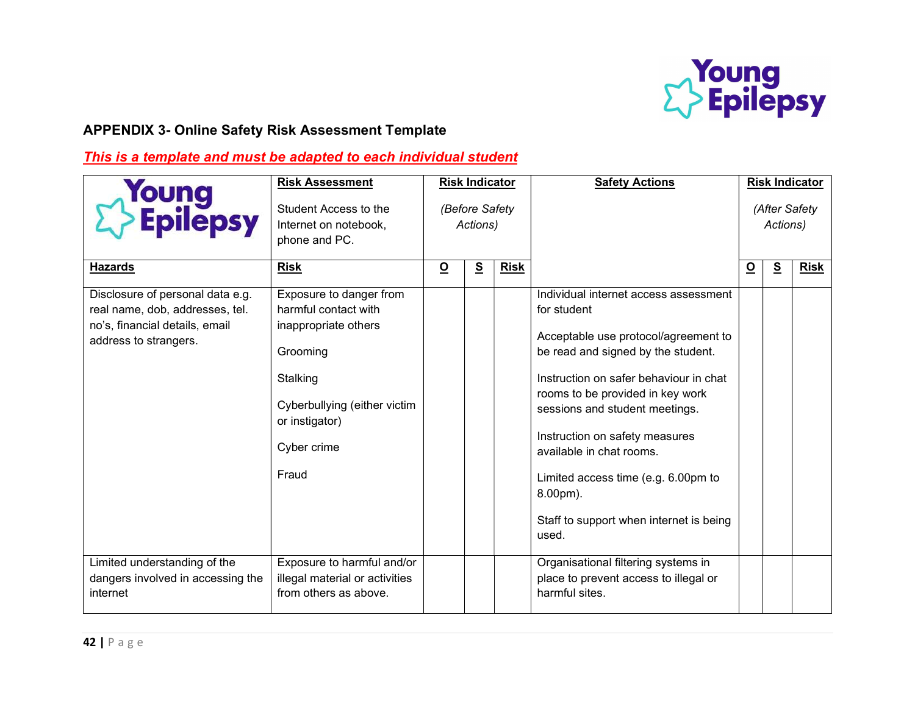## APPENDIX 3- Online Safety Risk Assessment Template

***This is a template and must be adapted to each individual student***

| Young Epilepsy | **Risk Assessment**<br><br>Student Access to the Internet on notebook, phone and PC. | **Risk Indicator**<br><br>*(Before Safety Actions)* | | | **Safety Actions** | **Risk Indicator**<br><br>*(After Safety Actions)* | | |
|---|---|---|---|---|---|---|---|---|
| **Hazards** | **Risk** | **O** | **S** | **Risk** | | **O** | **S** | **Risk** |
| Disclosure of personal data e.g. real name, dob, addresses, tel. no's, financial details, email address to strangers. | Exposure to danger from harmful contact with inappropriate others<br><br>Grooming<br><br>Stalking<br><br>Cyberbullying (either victim or instigator)<br><br>Cyber crime<br><br>Fraud | | | | Individual internet access assessment for student<br><br>Acceptable use protocol/agreement to be read and signed by the student.<br><br>Instruction on safer behaviour in chat rooms to be provided in key work sessions and student meetings.<br><br>Instruction on safety measures available in chat rooms.<br><br>Limited access time (e.g. 6.00pm to 8.00pm).<br><br>Staff to support when internet is being used. | | | |
| Limited understanding of the dangers involved in accessing the internet | Exposure to harmful and/or illegal material or activities from others as above. | | | | Organisational filtering systems in place to prevent access to illegal or harmful sites. | | | |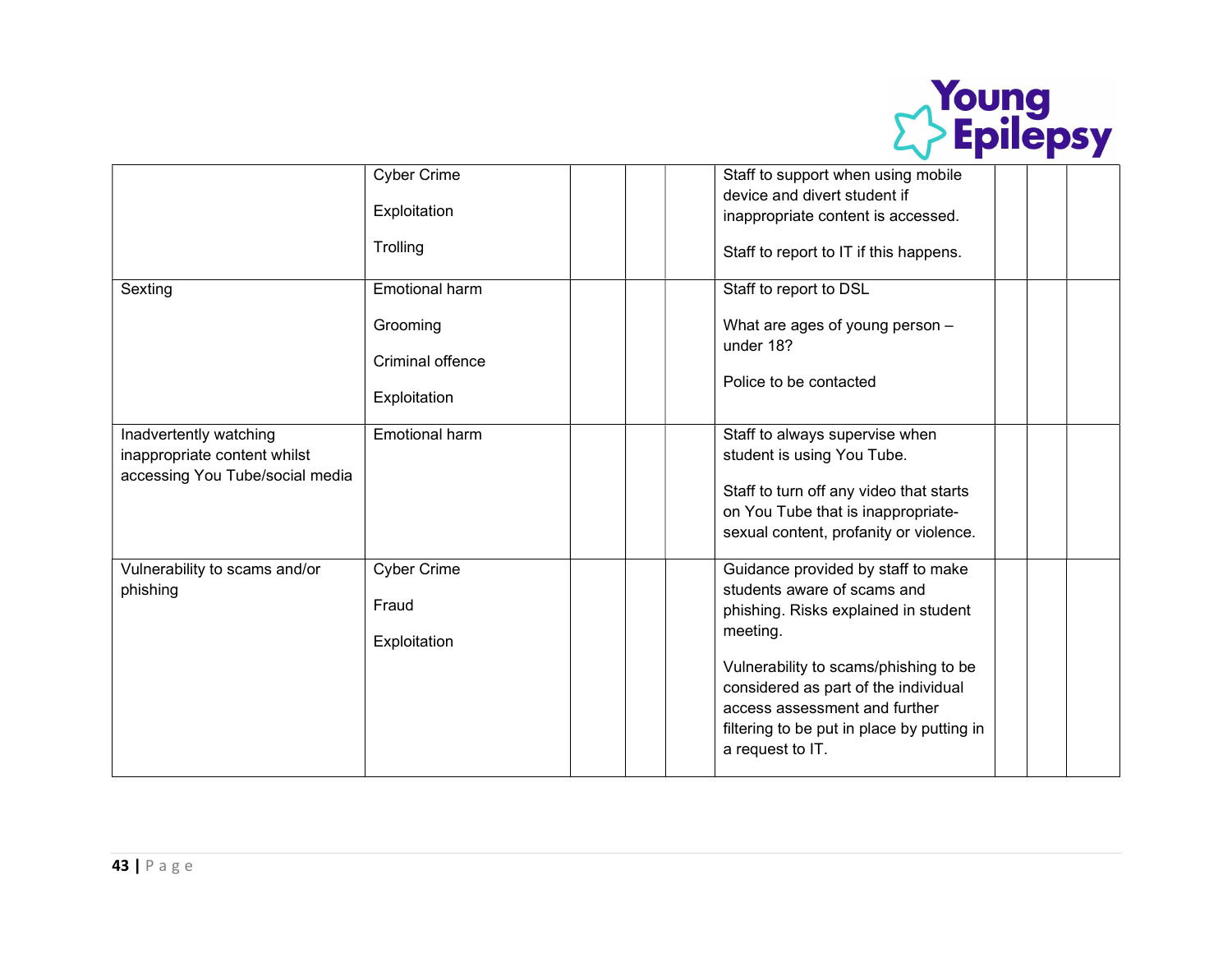| | | | | | | | | |
|---|---|---|---|---|---|---|---|---|
| | Cyber Crime<br><br>Exploitation<br><br>Trolling | | | | Staff to support when using mobile device and divert student if inappropriate content is accessed.<br><br>Staff to report to IT if this happens. | | | |
| Sexting | Emotional harm<br><br>Grooming<br><br>Criminal offence<br><br>Exploitation | | | | Staff to report to DSL<br><br>What are ages of young person – under 18?<br><br>Police to be contacted | | | |
| Inadvertently watching inappropriate content whilst accessing You Tube/social media | Emotional harm | | | | Staff to always supervise when student is using You Tube.<br><br>Staff to turn off any video that starts on You Tube that is inappropriate- sexual content, profanity or violence. | | | |
| Vulnerability to scams and/or phishing | Cyber Crime<br><br>Fraud<br><br>Exploitation | | | | Guidance provided by staff to make students aware of scams and phishing. Risks explained in student meeting.<br><br>Vulnerability to scams/phishing to be considered as part of the individual access assessment and further filtering to be put in place by putting in a request to IT. | | | |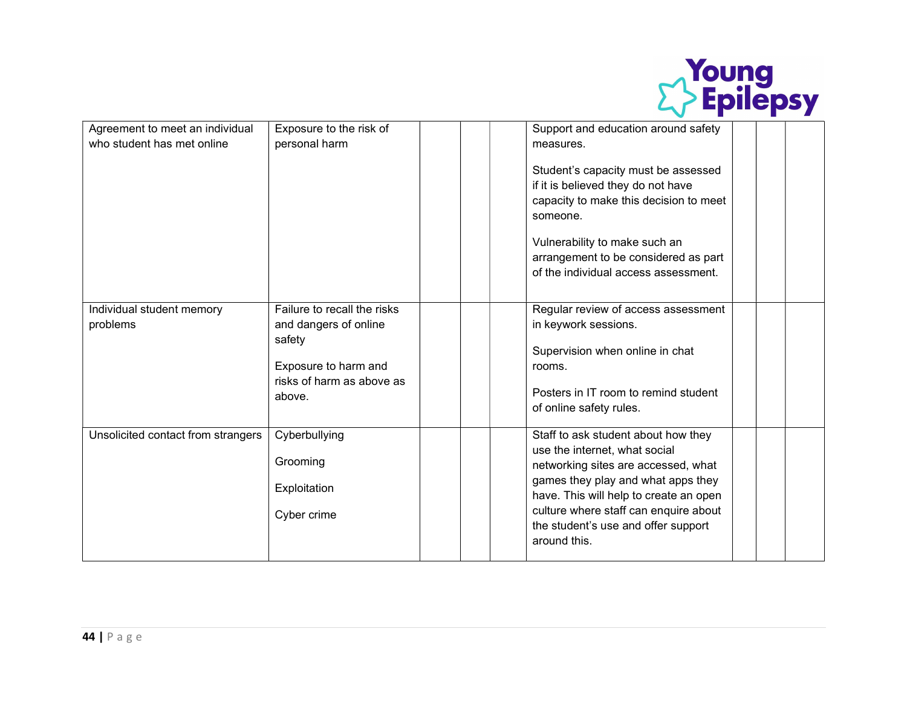| | | | | | | | | |
|---|---|---|---|---|---|---|---|---|
| Agreement to meet an individual who student has met online | Exposure to the risk of personal harm | | | | Support and education around safety measures.<br><br>Student's capacity must be assessed if it is believed they do not have capacity to make this decision to meet someone.<br><br>Vulnerability to make such an arrangement to be considered as part of the individual access assessment. | | | |
| Individual student memory problems | Failure to recall the risks and dangers of online safety<br><br>Exposure to harm and risks of harm as above as above. | | | | Regular review of access assessment in keywork sessions.<br><br>Supervision when online in chat rooms.<br><br>Posters in IT room to remind student of online safety rules. | | | |
| Unsolicited contact from strangers | Cyberbullying<br><br>Grooming<br><br>Exploitation<br><br>Cyber crime | | | | Staff to ask student about how they use the internet, what social networking sites are accessed, what games they play and what apps they have. This will help to create an open culture where staff can enquire about the student's use and offer support around this. | | | |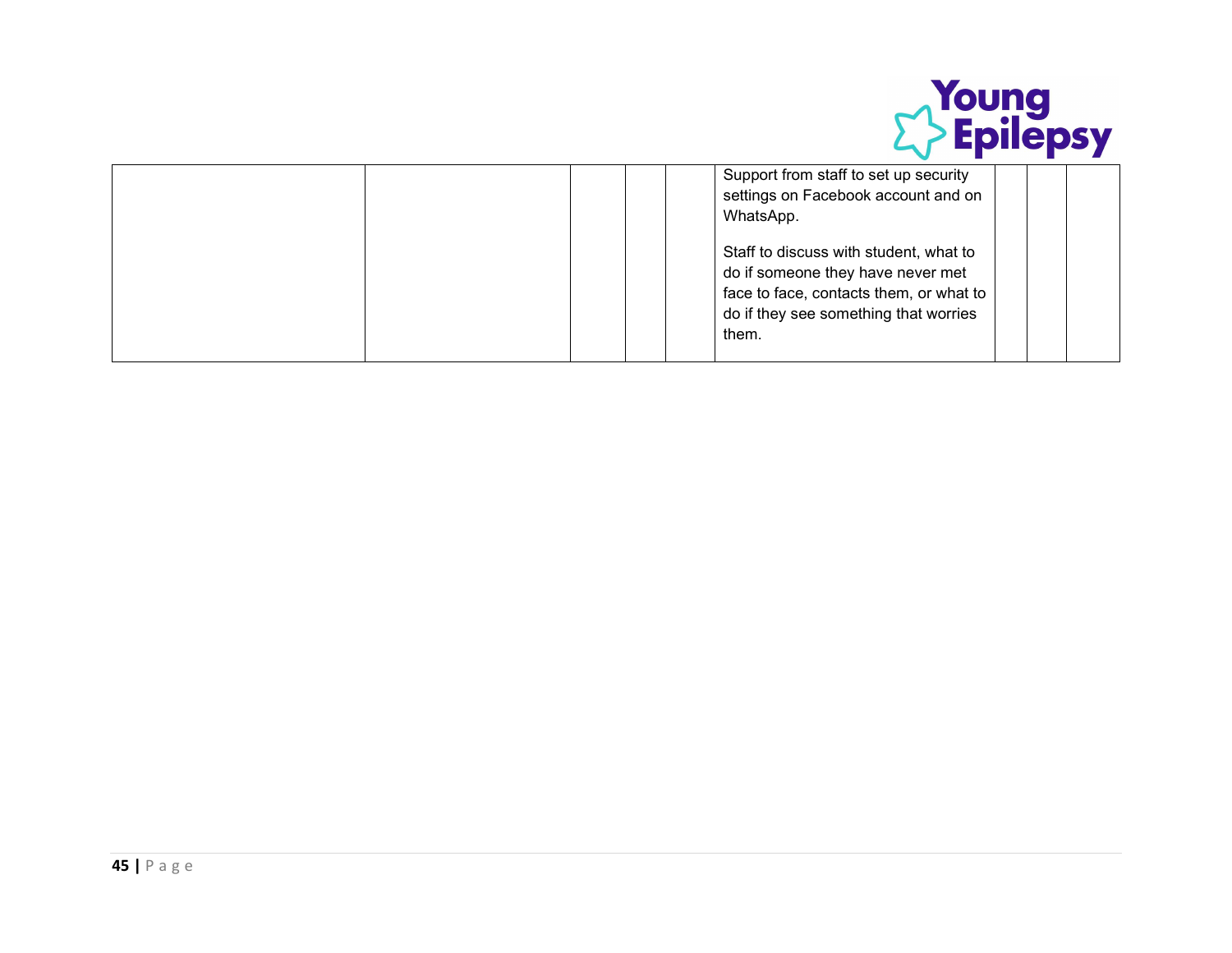| | | | | | | | | |
|---|---|---|---|---|---|---|---|---|
| | | | | | Support from staff to set up security settings on Facebook account and on WhatsApp.<br><br>Staff to discuss with student, what to do if someone they have never met face to face, contacts them, or what to do if they see something that worries them. | | | |